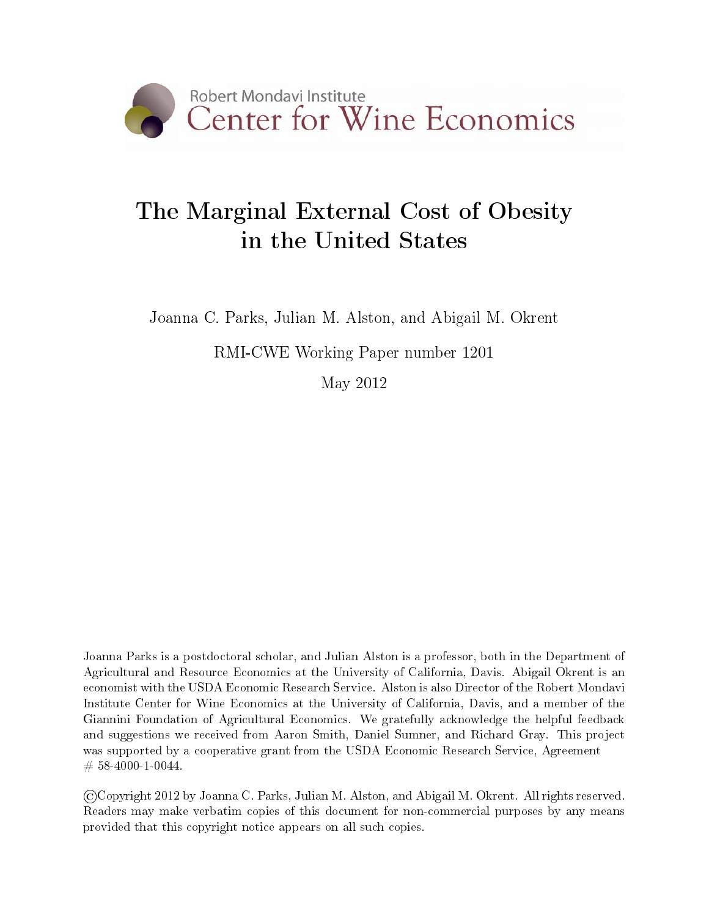Robert Mondavi Institute
Center for Wine Economics

# The Marginal External Cost of Obesity in the United States

Joanna C. Parks, Julian M. Alston, and Abigail M. Okrent

RMI-CWE Working Paper number 1201

May 2012

Joanna Parks is a postdoctoral scholar, and Julian Alston is a professor, both in the Department of Agricultural and Resource Economics at the University of California, Davis. Abigail Okrent is an economist with the USDA Economic Research Service. Alston is also Director of the Robert Mondavi Institute Center for Wine Economics at the University of California, Davis, and a member of the Giannini Foundation of Agricultural Economics. We gratefully acknowledge the helpful feedback and suggestions we received from Aaron Smith, Daniel Sumner, and Richard Gray. This project was supported by a cooperative grant from the USDA Economic Research Service, Agreement # 58-4000-1-0044.

©Copyright 2012 by Joanna C. Parks, Julian M. Alston, and Abigail M. Okrent. All rights reserved. Readers may make verbatim copies of this document for non-commercial purposes by any means provided that this copyright notice appears on all such copies.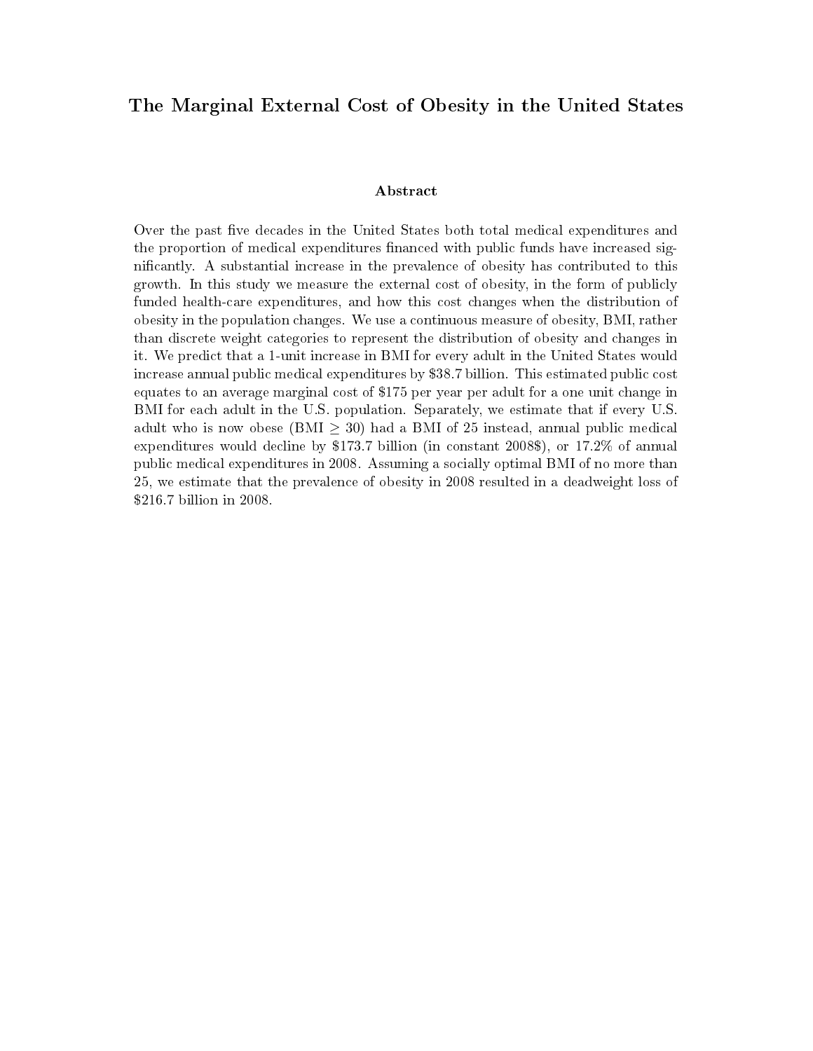# The Marginal External Cost of Obesity in the United States

## Abstract

Over the past five decades in the United States both total medical expenditures and the proportion of medical expenditures financed with public funds have increased significantly. A substantial increase in the prevalence of obesity has contributed to this growth. In this study we measure the external cost of obesity, in the form of publicly funded health-care expenditures, and how this cost changes when the distribution of obesity in the population changes. We use a continuous measure of obesity, BMI, rather than discrete weight categories to represent the distribution of obesity and changes in it. We predict that a 1-unit increase in BMI for every adult in the United States would increase annual public medical expenditures by $38.7 billion. This estimated public cost equates to an average marginal cost of $175 per year per adult for a one unit change in BMI for each adult in the U.S. population. Separately, we estimate that if every U.S. adult who is now obese (BMI $\geq$ 30) had a BMI of 25 instead, annual public medical expenditures would decline by $173.7 billion (in constant 2008$), or 17.2% of annual public medical expenditures in 2008. Assuming a socially optimal BMI of no more than 25, we estimate that the prevalence of obesity in 2008 resulted in a deadweight loss of $216.7 billion in 2008.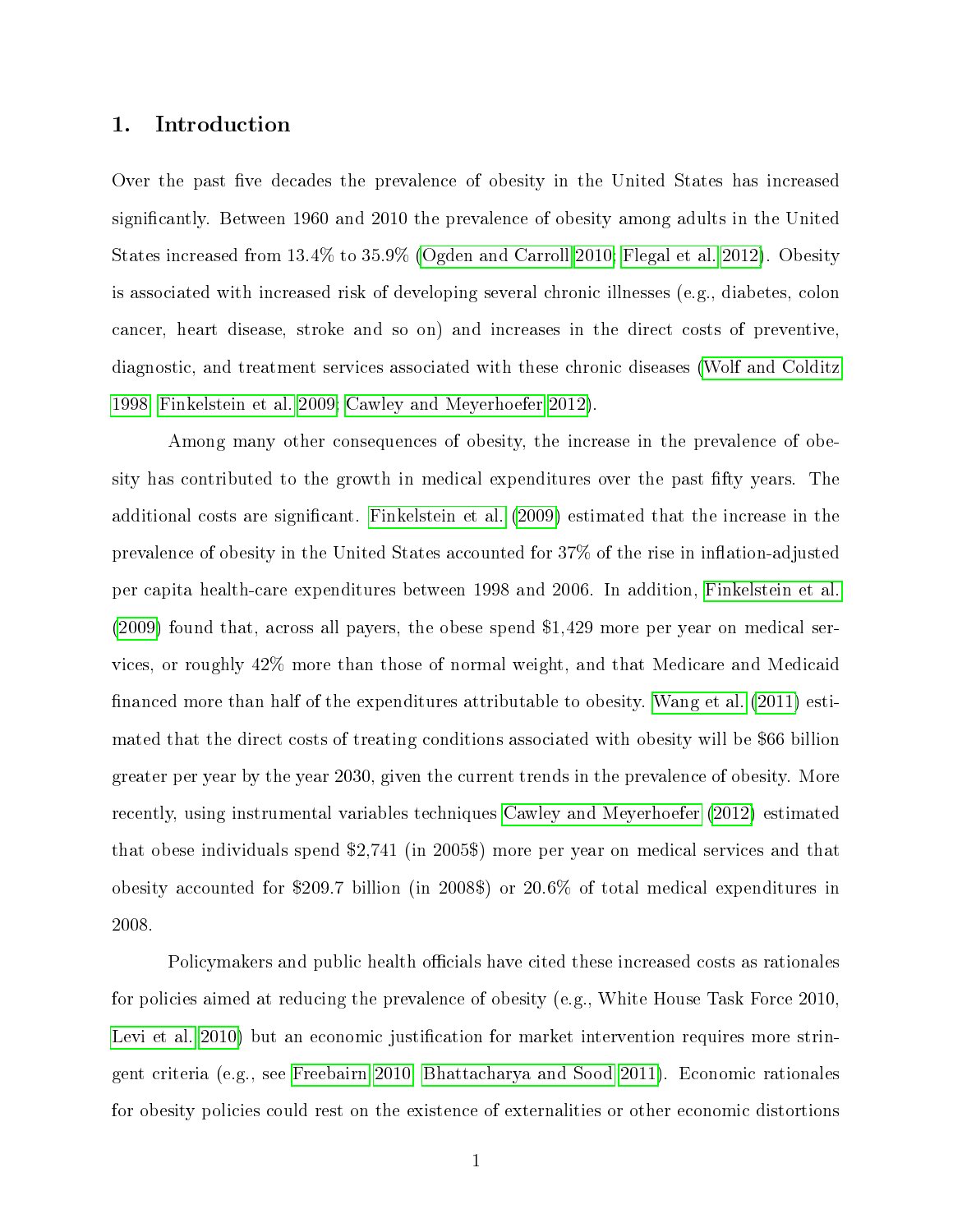## 1. Introduction

Over the past five decades the prevalence of obesity in the United States has increased significantly. Between 1960 and 2010 the prevalence of obesity among adults in the United States increased from 13.4% to 35.9% (Ogden and Carroll 2010; Flegal et al. 2012). Obesity is associated with increased risk of developing several chronic illnesses (e.g., diabetes, colon cancer, heart disease, stroke and so on) and increases in the direct costs of preventive, diagnostic, and treatment services associated with these chronic diseases (Wolf and Colditz 1998; Finkelstein et al. 2009; Cawley and Meyerhoefer 2012).

Among many other consequences of obesity, the increase in the prevalence of obesity has contributed to the growth in medical expenditures over the past fifty years. The additional costs are significant. Finkelstein et al. (2009) estimated that the increase in the prevalence of obesity in the United States accounted for 37% of the rise in inflation-adjusted per capita health-care expenditures between 1998 and 2006. In addition, Finkelstein et al. (2009) found that, across all payers, the obese spend $1,429 more per year on medical services, or roughly 42% more than those of normal weight, and that Medicare and Medicaid financed more than half of the expenditures attributable to obesity. Wang et al. (2011) estimated that the direct costs of treating conditions associated with obesity will be $66 billion greater per year by the year 2030, given the current trends in the prevalence of obesity. More recently, using instrumental variables techniques Cawley and Meyerhoefer (2012) estimated that obese individuals spend $2,741 (in 2005$) more per year on medical services and that obesity accounted for $209.7 billion (in 2008$) or 20.6% of total medical expenditures in 2008.

Policymakers and public health officials have cited these increased costs as rationales for policies aimed at reducing the prevalence of obesity (e.g., White House Task Force 2010, Levi et al. 2010) but an economic justification for market intervention requires more stringent criteria (e.g., see Freebairn 2010; Bhattacharya and Sood 2011). Economic rationales for obesity policies could rest on the existence of externalities or other economic distortions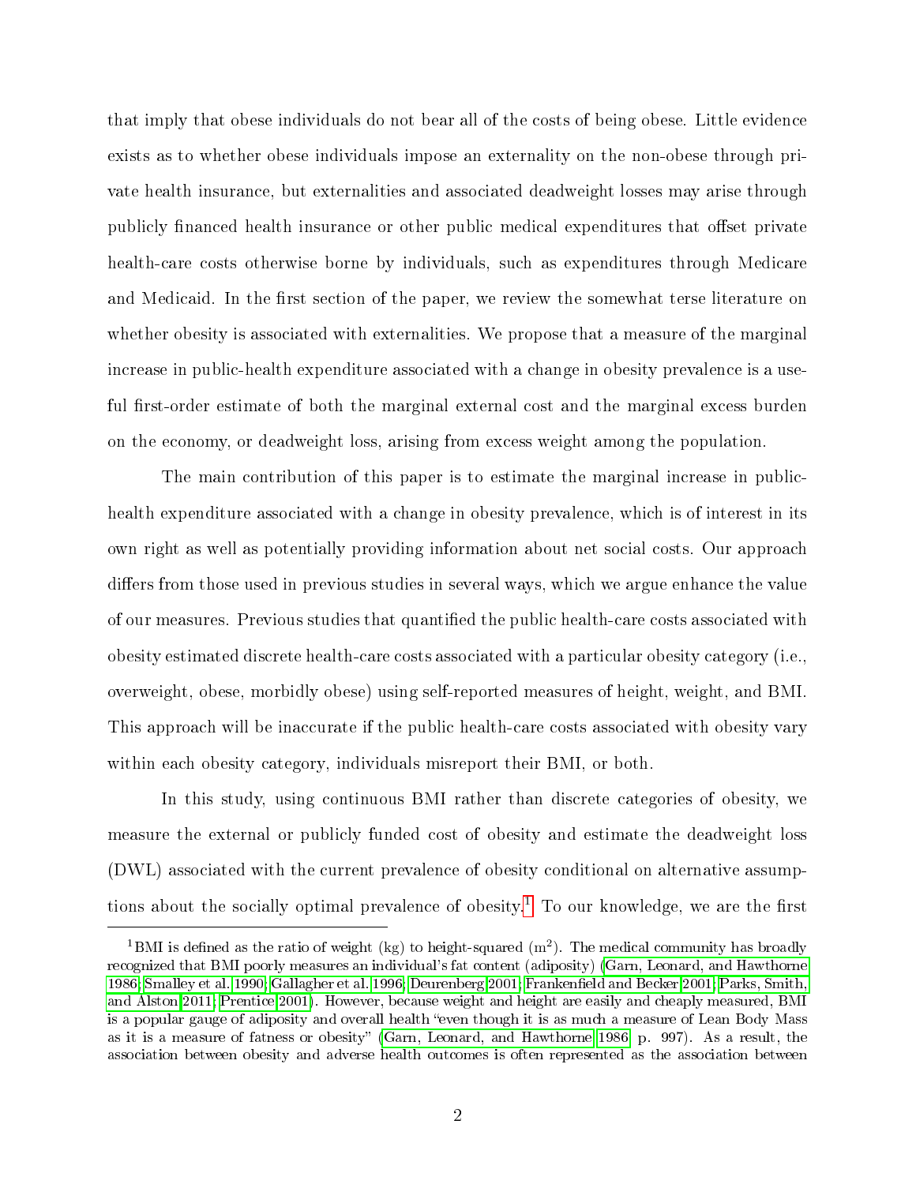that imply that obese individuals do not bear all of the costs of being obese. Little evidence exists as to whether obese individuals impose an externality on the non-obese through private health insurance, but externalities and associated deadweight losses may arise through publicly financed health insurance or other public medical expenditures that offset private health-care costs otherwise borne by individuals, such as expenditures through Medicare and Medicaid. In the first section of the paper, we review the somewhat terse literature on whether obesity is associated with externalities. We propose that a measure of the marginal increase in public-health expenditure associated with a change in obesity prevalence is a useful first-order estimate of both the marginal external cost and the marginal excess burden on the economy, or deadweight loss, arising from excess weight among the population.

The main contribution of this paper is to estimate the marginal increase in public-health expenditure associated with a change in obesity prevalence, which is of interest in its own right as well as potentially providing information about net social costs. Our approach differs from those used in previous studies in several ways, which we argue enhance the value of our measures. Previous studies that quantified the public health-care costs associated with obesity estimated discrete health-care costs associated with a particular obesity category (i.e., overweight, obese, morbidly obese) using self-reported measures of height, weight, and BMI. This approach will be inaccurate if the public health-care costs associated with obesity vary within each obesity category, individuals misreport their BMI, or both.

In this study, using continuous BMI rather than discrete categories of obesity, we measure the external or publicly funded cost of obesity and estimate the deadweight loss (DWL) associated with the current prevalence of obesity conditional on alternative assumptions about the socially optimal prevalence of obesity.[1] To our knowledge, we are the first

[1] BMI is defined as the ratio of weight (kg) to height-squared ($m^2$). The medical community has broadly recognized that BMI poorly measures an individual's fat content (adiposity) (Garn, Leonard, and Hawthorne 1986; Smalley et al. 1990; Gallagher et al. 1996; Deurenberg 2001; Frankenfield and Becker 2001; Parks, Smith, and Alston 2011; Prentice 2001). However, because weight and height are easily and cheaply measured, BMI is a popular gauge of adiposity and overall health "even though it is as much a measure of Lean Body Mass as it is a measure of fatness or obesity" (Garn, Leonard, and Hawthorne 1986, p. 997). As a result, the association between obesity and adverse health outcomes is often represented as the association between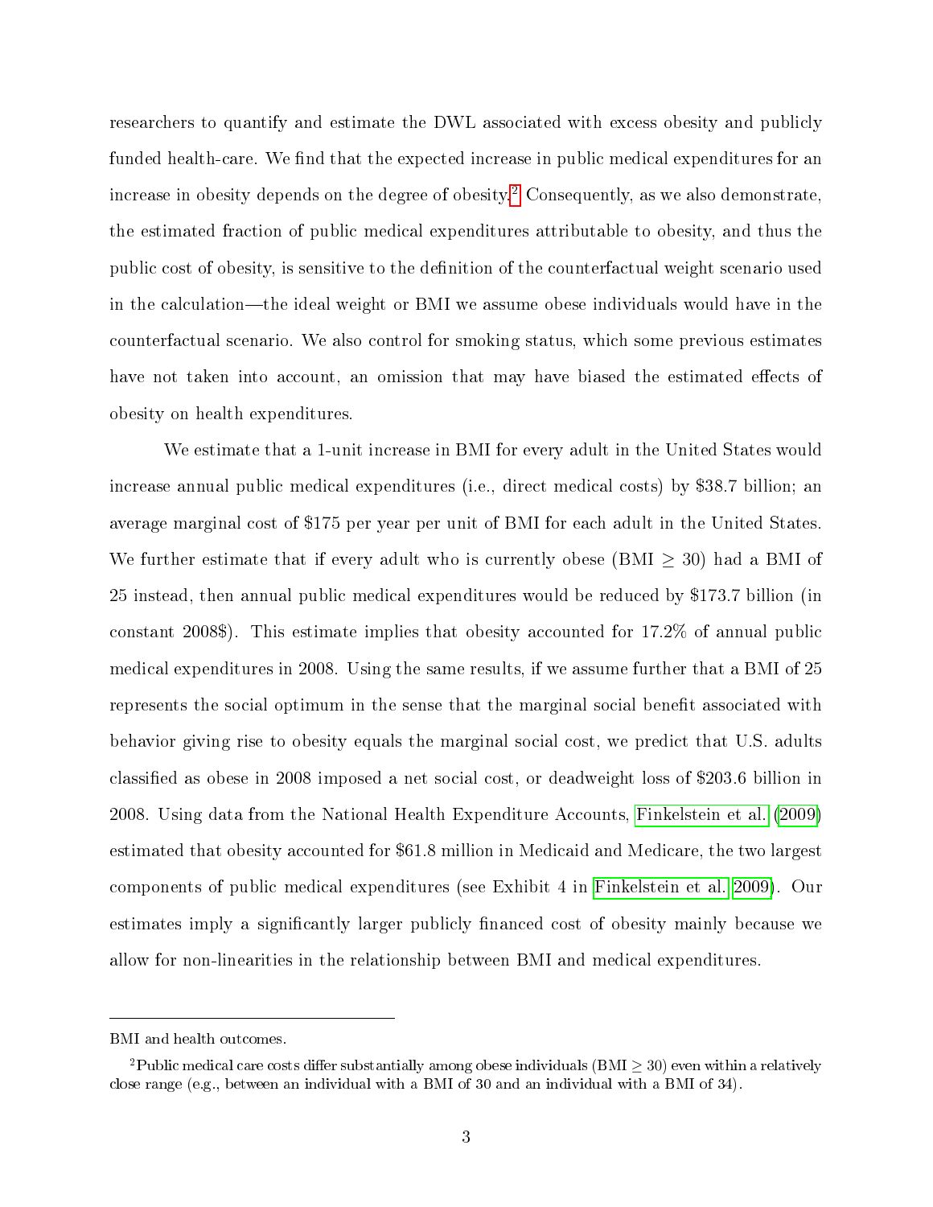researchers to quantify and estimate the DWL associated with excess obesity and publicly funded health-care. We find that the expected increase in public medical expenditures for an increase in obesity depends on the degree of obesity.[2] Consequently, as we also demonstrate, the estimated fraction of public medical expenditures attributable to obesity, and thus the public cost of obesity, is sensitive to the definition of the counterfactual weight scenario used in the calculation—the ideal weight or BMI we assume obese individuals would have in the counterfactual scenario. We also control for smoking status, which some previous estimates have not taken into account, an omission that may have biased the estimated effects of obesity on health expenditures.

We estimate that a 1-unit increase in BMI for every adult in the United States would increase annual public medical expenditures (i.e., direct medical costs) by $38.7 billion; an average marginal cost of $175 per year per unit of BMI for each adult in the United States. We further estimate that if every adult who is currently obese (BMI $\geq$ 30) had a BMI of 25 instead, then annual public medical expenditures would be reduced by $173.7 billion (in constant 2008$). This estimate implies that obesity accounted for 17.2% of annual public medical expenditures in 2008. Using the same results, if we assume further that a BMI of 25 represents the social optimum in the sense that the marginal social benefit associated with behavior giving rise to obesity equals the marginal social cost, we predict that U.S. adults classified as obese in 2008 imposed a net social cost, or deadweight loss of $203.6 billion in 2008. Using data from the National Health Expenditure Accounts, Finkelstein et al. (2009) estimated that obesity accounted for $61.8 million in Medicaid and Medicare, the two largest components of public medical expenditures (see Exhibit 4 in Finkelstein et al. 2009). Our estimates imply a significantly larger publicly financed cost of obesity mainly because we allow for non-linearities in the relationship between BMI and medical expenditures.

---

BMI and health outcomes.

[2] Public medical care costs differ substantially among obese individuals (BMI $\geq$ 30) even within a relatively close range (e.g., between an individual with a BMI of 30 and an individual with a BMI of 34).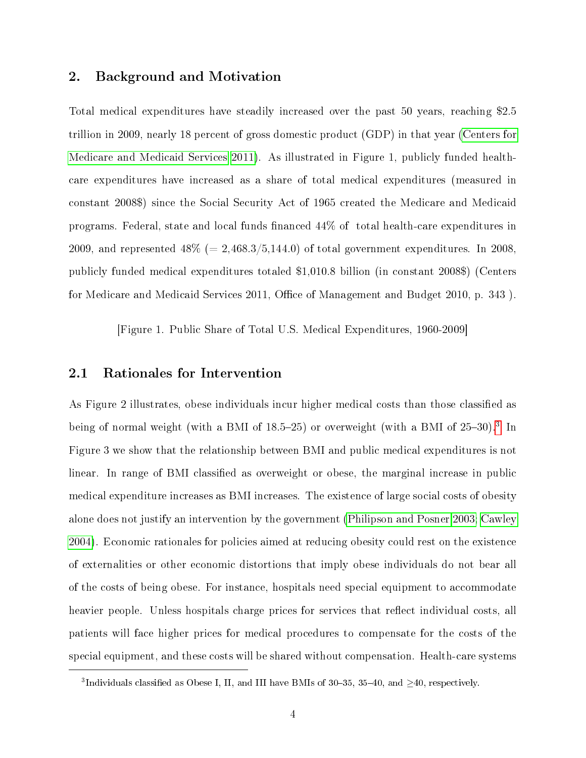## 2. Background and Motivation

Total medical expenditures have steadily increased over the past 50 years, reaching $2.5 trillion in 2009, nearly 18 percent of gross domestic product (GDP) in that year (Centers for Medicare and Medicaid Services 2011). As illustrated in Figure 1, publicly funded health-care expenditures have increased as a share of total medical expenditures (measured in constant 2008$) since the Social Security Act of 1965 created the Medicare and Medicaid programs. Federal, state and local funds financed 44% of total health-care expenditures in 2009, and represented 48% (= 2,468.3/5,144.0) of total government expenditures. In 2008, publicly funded medical expenditures totaled $1,010.8 billion (in constant 2008$) (Centers for Medicare and Medicaid Services 2011, Office of Management and Budget 2010, p. 343 ).

[Figure 1. Public Share of Total U.S. Medical Expenditures, 1960-2009]

### 2.1 Rationales for Intervention

As Figure 2 illustrates, obese individuals incur higher medical costs than those classified as being of normal weight (with a BMI of 18.5–25) or overweight (with a BMI of 25–30).[3] In Figure 3 we show that the relationship between BMI and public medical expenditures is not linear. In range of BMI classified as overweight or obese, the marginal increase in public medical expenditure increases as BMI increases. The existence of large social costs of obesity alone does not justify an intervention by the government (Philipson and Posner 2003; Cawley 2004). Economic rationales for policies aimed at reducing obesity could rest on the existence of externalities or other economic distortions that imply obese individuals do not bear all of the costs of being obese. For instance, hospitals need special equipment to accommodate heavier people. Unless hospitals charge prices for services that reflect individual costs, all patients will face higher prices for medical procedures to compensate for the costs of the special equipment, and these costs will be shared without compensation. Health-care systems

[3] Individuals classified as Obese I, II, and III have BMIs of 30–35, 35–40, and ≥40, respectively.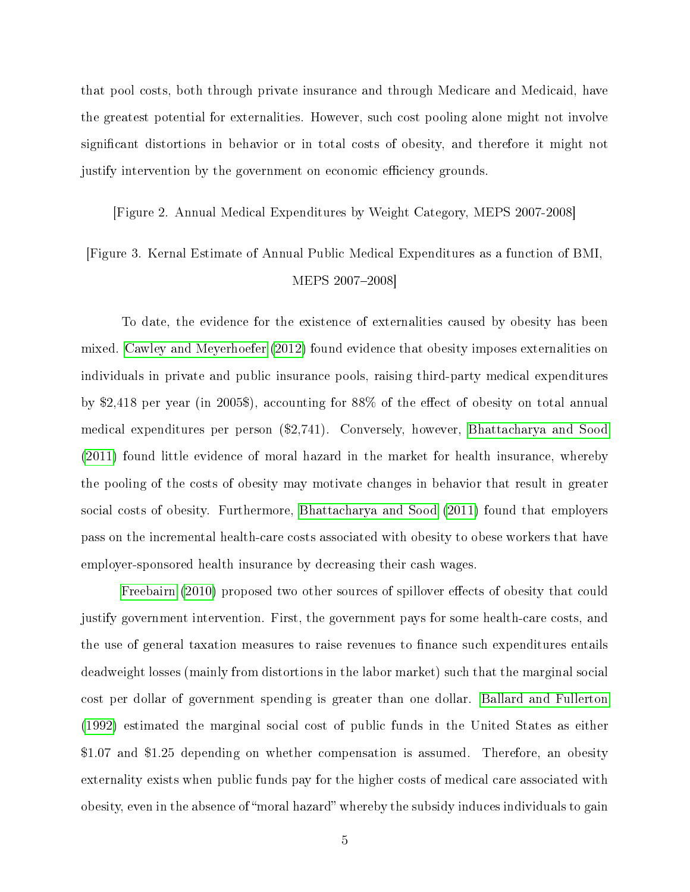that pool costs, both through private insurance and through Medicare and Medicaid, have the greatest potential for externalities. However, such cost pooling alone might not involve significant distortions in behavior or in total costs of obesity, and therefore it might not justify intervention by the government on economic efficiency grounds.

[Figure 2. Annual Medical Expenditures by Weight Category, MEPS 2007-2008]

[Figure 3. Kernal Estimate of Annual Public Medical Expenditures as a function of BMI, MEPS 2007–2008]

To date, the evidence for the existence of externalities caused by obesity has been mixed. Cawley and Meyerhoefer (2012) found evidence that obesity imposes externalities on individuals in private and public insurance pools, raising third-party medical expenditures by $2,418 per year (in 2005$), accounting for 88% of the effect of obesity on total annual medical expenditures per person ($2,741). Conversely, however, Bhattacharya and Sood (2011) found little evidence of moral hazard in the market for health insurance, whereby the pooling of the costs of obesity may motivate changes in behavior that result in greater social costs of obesity. Furthermore, Bhattacharya and Sood (2011) found that employers pass on the incremental health-care costs associated with obesity to obese workers that have employer-sponsored health insurance by decreasing their cash wages.

Freebairn (2010) proposed two other sources of spillover effects of obesity that could justify government intervention. First, the government pays for some health-care costs, and the use of general taxation measures to raise revenues to finance such expenditures entails deadweight losses (mainly from distortions in the labor market) such that the marginal social cost per dollar of government spending is greater than one dollar. Ballard and Fullerton (1992) estimated the marginal social cost of public funds in the United States as either $1.07 and $1.25 depending on whether compensation is assumed. Therefore, an obesity externality exists when public funds pay for the higher costs of medical care associated with obesity, even in the absence of "moral hazard" whereby the subsidy induces individuals to gain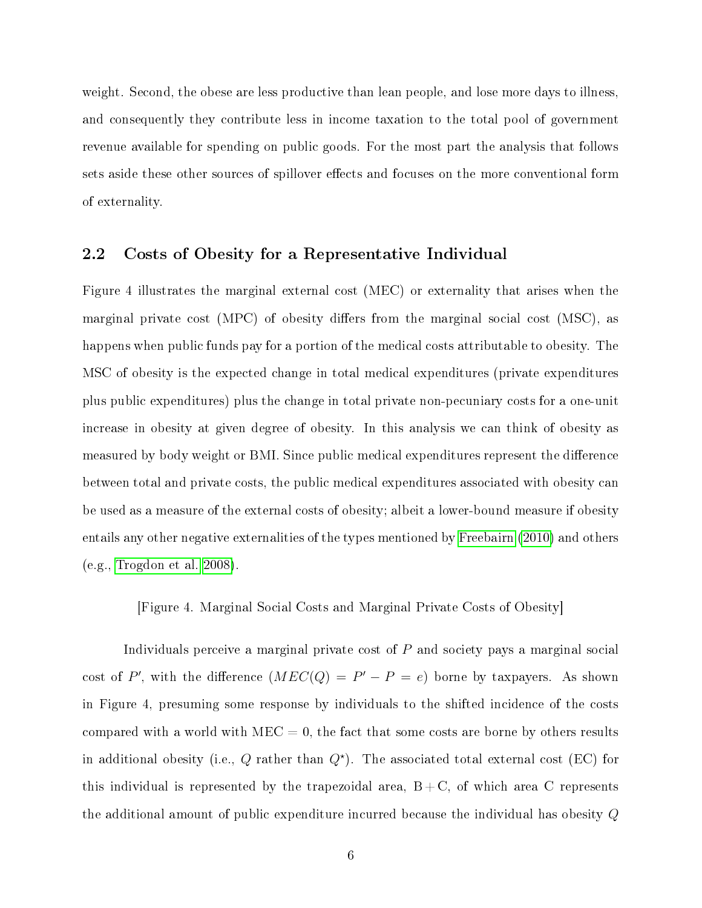weight. Second, the obese are less productive than lean people, and lose more days to illness, and consequently they contribute less in income taxation to the total pool of government revenue available for spending on public goods. For the most part the analysis that follows sets aside these other sources of spillover effects and focuses on the more conventional form of externality.

## 2.2 Costs of Obesity for a Representative Individual

Figure 4 illustrates the marginal external cost (MEC) or externality that arises when the marginal private cost (MPC) of obesity differs from the marginal social cost (MSC), as happens when public funds pay for a portion of the medical costs attributable to obesity. The MSC of obesity is the expected change in total medical expenditures (private expenditures plus public expenditures) plus the change in total private non-pecuniary costs for a one-unit increase in obesity at given degree of obesity. In this analysis we can think of obesity as measured by body weight or BMI. Since public medical expenditures represent the difference between total and private costs, the public medical expenditures associated with obesity can be used as a measure of the external costs of obesity; albeit a lower-bound measure if obesity entails any other negative externalities of the types mentioned by Freebairn (2010) and others (e.g., Trogdon et al. 2008).

[Figure 4. Marginal Social Costs and Marginal Private Costs of Obesity]

Individuals perceive a marginal private cost of $P$ and society pays a marginal social cost of $P'$, with the difference ($MEC(Q) = P' - P = e$) borne by taxpayers. As shown in Figure 4, presuming some response by individuals to the shifted incidence of the costs compared with a world with MEC = 0, the fact that some costs are borne by others results in additional obesity (i.e., $Q$ rather than $Q^{\star}$). The associated total external cost (EC) for this individual is represented by the trapezoidal area, B + C, of which area C represents the additional amount of public expenditure incurred because the individual has obesity $Q$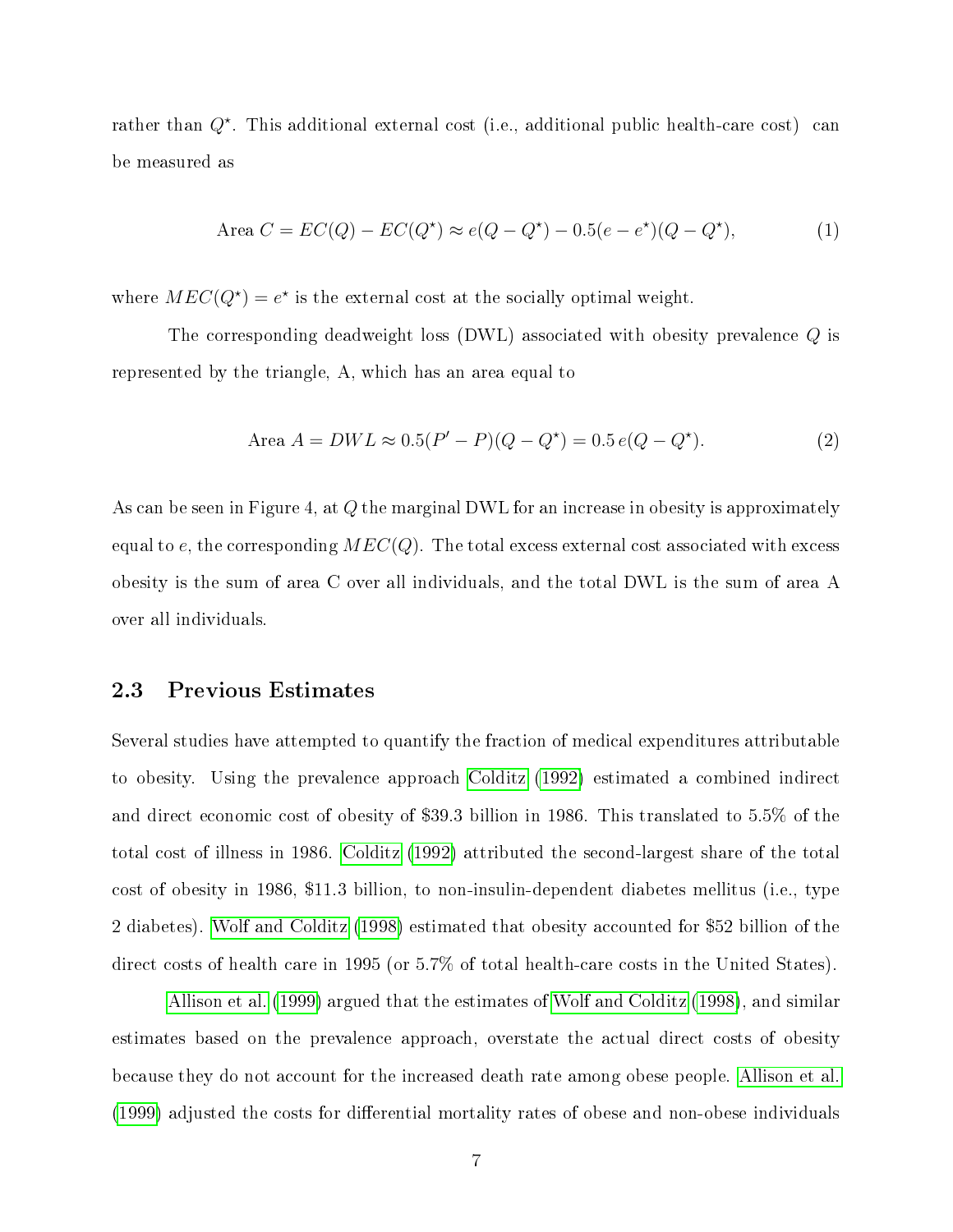rather than $Q^{\star}$. This additional external cost (i.e., additional public health-care cost) can be measured as

$$\text{Area } C = EC(Q) - EC(Q^{\star}) \approx e(Q - Q^{\star}) - 0.5(e - e^{\star})(Q - Q^{\star}), \tag{1}$$

where $MEC(Q^{\star}) = e^{\star}$ is the external cost at the socially optimal weight.

The corresponding deadweight loss (DWL) associated with obesity prevalence $Q$ is represented by the triangle, A, which has an area equal to

$$\text{Area } A = DWL \approx 0.5(P' - P)(Q - Q^{\star}) = 0.5\, e(Q - Q^{\star}). \tag{2}$$

As can be seen in Figure 4, at $Q$ the marginal DWL for an increase in obesity is approximately equal to $e$, the corresponding $MEC(Q)$. The total excess external cost associated with excess obesity is the sum of area C over all individuals, and the total DWL is the sum of area A over all individuals.

## 2.3 Previous Estimates

Several studies have attempted to quantify the fraction of medical expenditures attributable to obesity. Using the prevalence approach Colditz (1992) estimated a combined indirect and direct economic cost of obesity of $39.3 billion in 1986. This translated to 5.5% of the total cost of illness in 1986. Colditz (1992) attributed the second-largest share of the total cost of obesity in 1986, $11.3 billion, to non-insulin-dependent diabetes mellitus (i.e., type 2 diabetes). Wolf and Colditz (1998) estimated that obesity accounted for $52 billion of the direct costs of health care in 1995 (or 5.7% of total health-care costs in the United States).

Allison et al. (1999) argued that the estimates of Wolf and Colditz (1998), and similar estimates based on the prevalence approach, overstate the actual direct costs of obesity because they do not account for the increased death rate among obese people. Allison et al. (1999) adjusted the costs for differential mortality rates of obese and non-obese individuals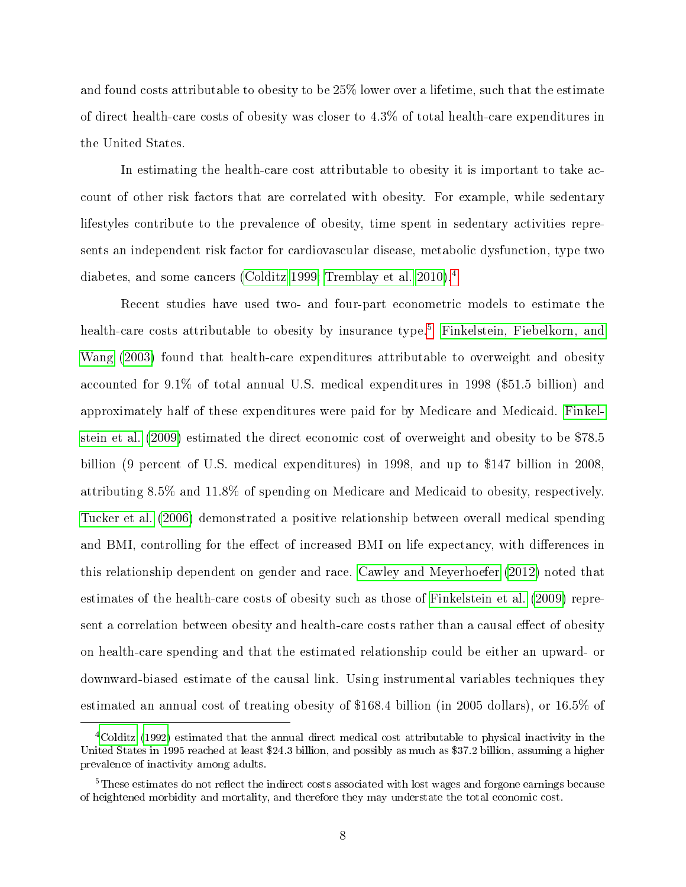and found costs attributable to obesity to be 25% lower over a lifetime, such that the estimate of direct health-care costs of obesity was closer to 4.3% of total health-care expenditures in the United States.

In estimating the health-care cost attributable to obesity it is important to take account of other risk factors that are correlated with obesity. For example, while sedentary lifestyles contribute to the prevalence of obesity, time spent in sedentary activities represents an independent risk factor for cardiovascular disease, metabolic dysfunction, type two diabetes, and some cancers (Colditz 1999; Tremblay et al. 2010).[4]

Recent studies have used two- and four-part econometric models to estimate the health-care costs attributable to obesity by insurance type.[5] Finkelstein, Fiebelkorn, and Wang (2003) found that health-care expenditures attributable to overweight and obesity accounted for 9.1% of total annual U.S. medical expenditures in 1998 ($51.5 billion) and approximately half of these expenditures were paid for by Medicare and Medicaid. Finkelstein et al. (2009) estimated the direct economic cost of overweight and obesity to be $78.5 billion (9 percent of U.S. medical expenditures) in 1998, and up to $147 billion in 2008, attributing 8.5% and 11.8% of spending on Medicare and Medicaid to obesity, respectively. Tucker et al. (2006) demonstrated a positive relationship between overall medical spending and BMI, controlling for the effect of increased BMI on life expectancy, with differences in this relationship dependent on gender and race. Cawley and Meyerhoefer (2012) noted that estimates of the health-care costs of obesity such as those of Finkelstein et al. (2009) represent a correlation between obesity and health-care costs rather than a causal effect of obesity on health-care spending and that the estimated relationship could be either an upward- or downward-biased estimate of the causal link. Using instrumental variables techniques they estimated an annual cost of treating obesity of $168.4 billion (in 2005 dollars), or 16.5% of

[4] Colditz (1992) estimated that the annual direct medical cost attributable to physical inactivity in the United States in 1995 reached at least $24.3 billion, and possibly as much as $37.2 billion, assuming a higher prevalence of inactivity among adults.

[5] These estimates do not reflect the indirect costs associated with lost wages and forgone earnings because of heightened morbidity and mortality, and therefore they may understate the total economic cost.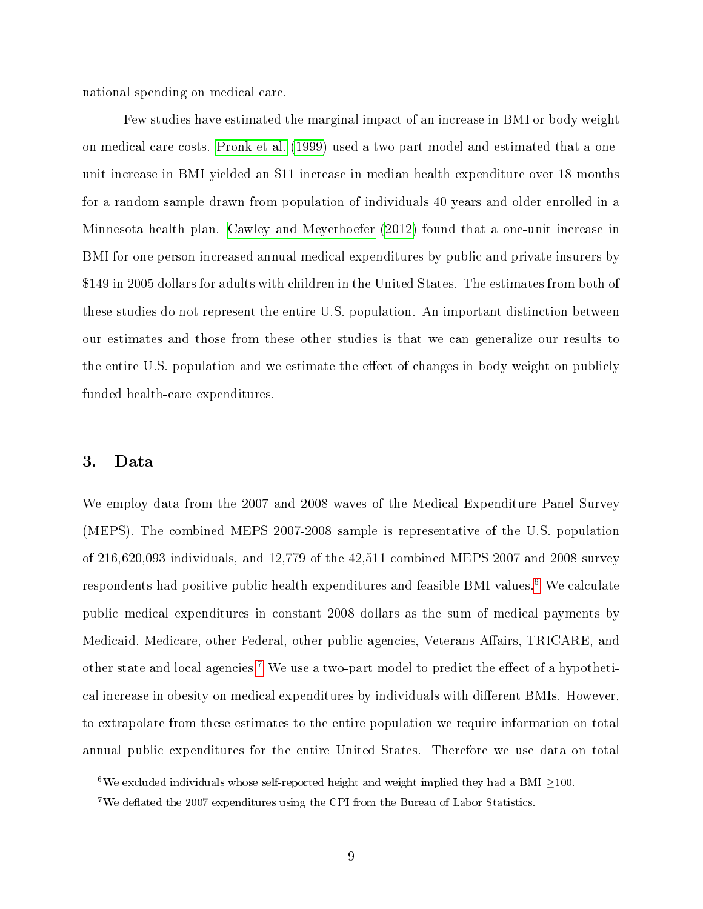national spending on medical care.

Few studies have estimated the marginal impact of an increase in BMI or body weight on medical care costs. Pronk et al. (1999) used a two-part model and estimated that a one-unit increase in BMI yielded an $11 increase in median health expenditure over 18 months for a random sample drawn from population of individuals 40 years and older enrolled in a Minnesota health plan. Cawley and Meyerhoefer (2012) found that a one-unit increase in BMI for one person increased annual medical expenditures by public and private insurers by $149 in 2005 dollars for adults with children in the United States. The estimates from both of these studies do not represent the entire U.S. population. An important distinction between our estimates and those from these other studies is that we can generalize our results to the entire U.S. population and we estimate the effect of changes in body weight on publicly funded health-care expenditures.

## 3. Data

We employ data from the 2007 and 2008 waves of the Medical Expenditure Panel Survey (MEPS). The combined MEPS 2007-2008 sample is representative of the U.S. population of 216,620,093 individuals, and 12,779 of the 42,511 combined MEPS 2007 and 2008 survey respondents had positive public health expenditures and feasible BMI values.[6] We calculate public medical expenditures in constant 2008 dollars as the sum of medical payments by Medicaid, Medicare, other Federal, other public agencies, Veterans Affairs, TRICARE, and other state and local agencies.[7] We use a two-part model to predict the effect of a hypothetical increase in obesity on medical expenditures by individuals with different BMIs. However, to extrapolate from these estimates to the entire population we require information on total annual public expenditures for the entire United States. Therefore we use data on total

[6] We excluded individuals whose self-reported height and weight implied they had a BMI $\geq$100.

[7] We deflated the 2007 expenditures using the CPI from the Bureau of Labor Statistics.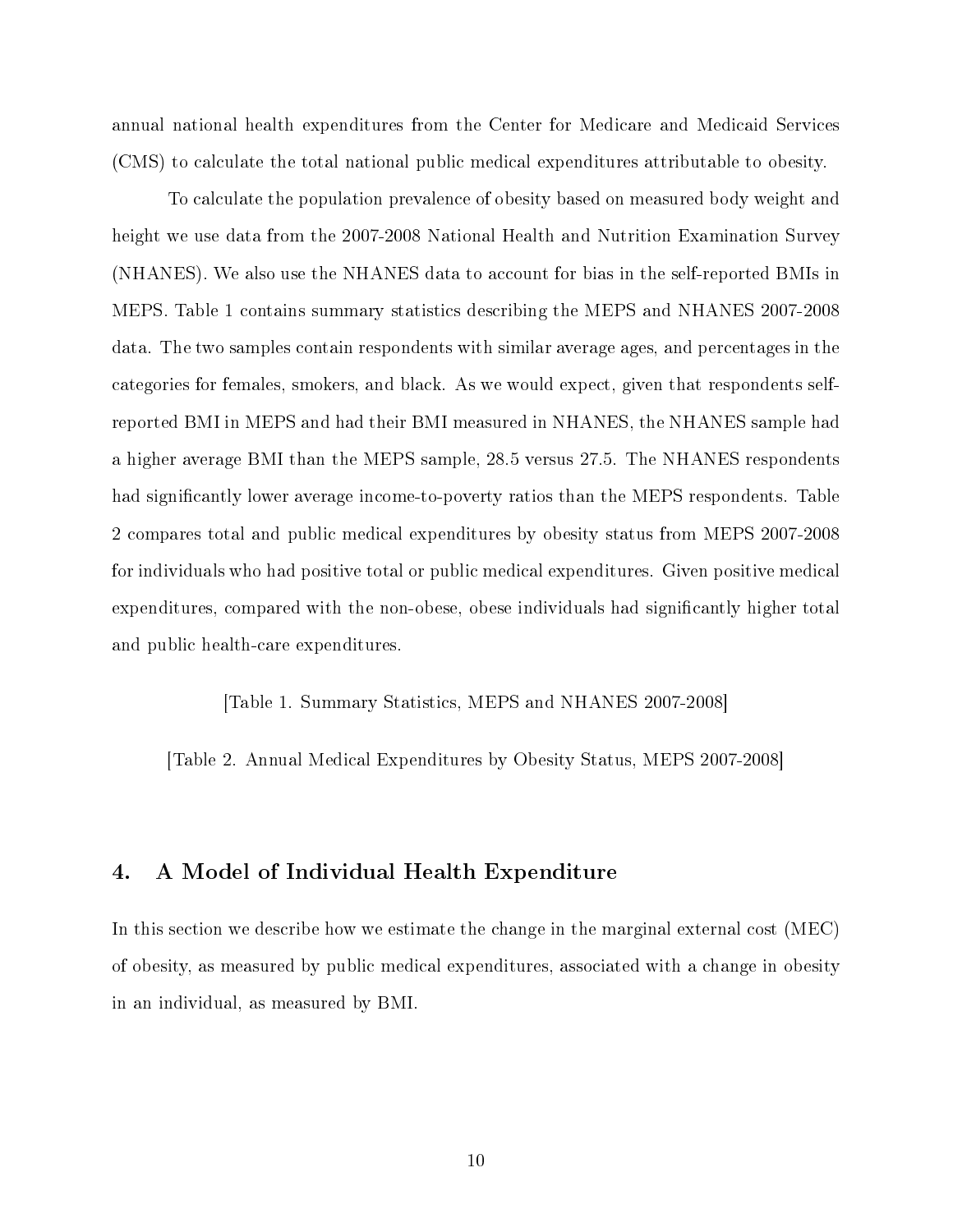annual national health expenditures from the Center for Medicare and Medicaid Services (CMS) to calculate the total national public medical expenditures attributable to obesity.

To calculate the population prevalence of obesity based on measured body weight and height we use data from the 2007-2008 National Health and Nutrition Examination Survey (NHANES). We also use the NHANES data to account for bias in the self-reported BMIs in MEPS. Table 1 contains summary statistics describing the MEPS and NHANES 2007-2008 data. The two samples contain respondents with similar average ages, and percentages in the categories for females, smokers, and black. As we would expect, given that respondents self-reported BMI in MEPS and had their BMI measured in NHANES, the NHANES sample had a higher average BMI than the MEPS sample, 28.5 versus 27.5. The NHANES respondents had significantly lower average income-to-poverty ratios than the MEPS respondents. Table 2 compares total and public medical expenditures by obesity status from MEPS 2007-2008 for individuals who had positive total or public medical expenditures. Given positive medical expenditures, compared with the non-obese, obese individuals had significantly higher total and public health-care expenditures.

[Table 1. Summary Statistics, MEPS and NHANES 2007-2008]

[Table 2. Annual Medical Expenditures by Obesity Status, MEPS 2007-2008]

## 4. A Model of Individual Health Expenditure

In this section we describe how we estimate the change in the marginal external cost (MEC) of obesity, as measured by public medical expenditures, associated with a change in obesity in an individual, as measured by BMI.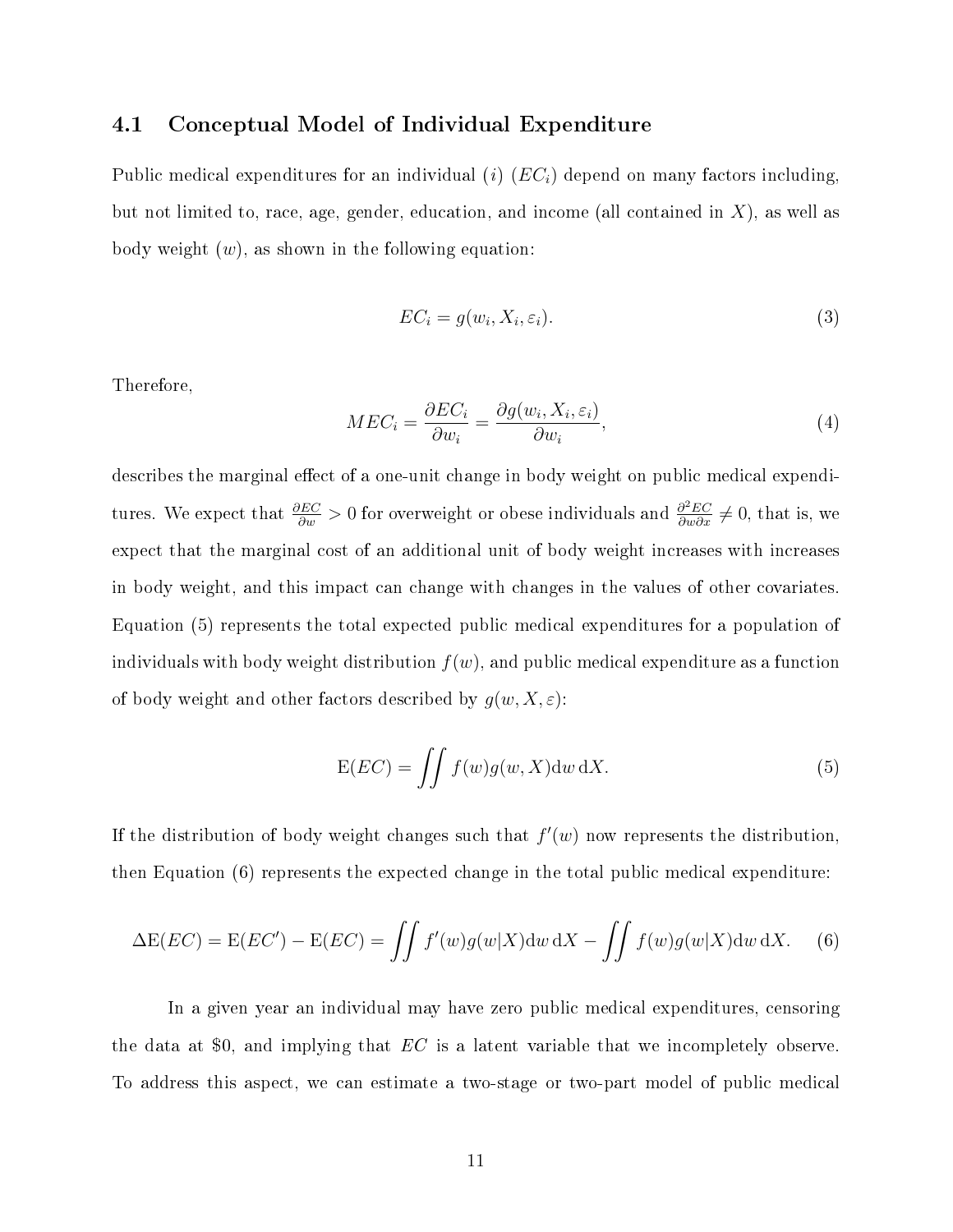## 4.1 Conceptual Model of Individual Expenditure

Public medical expenditures for an individual ($i$) ($EC_i$) depend on many factors including, but not limited to, race, age, gender, education, and income (all contained in $X$), as well as body weight ($w$), as shown in the following equation:

$$EC_i = g(w_i, X_i, \varepsilon_i). \tag{3}$$

Therefore,

$$MEC_i = \frac{\partial EC_i}{\partial w_i} = \frac{\partial g(w_i, X_i, \varepsilon_i)}{\partial w_i}, \tag{4}$$

describes the marginal effect of a one-unit change in body weight on public medical expenditures. We expect that $\frac{\partial EC}{\partial w} > 0$ for overweight or obese individuals and $\frac{\partial^2 EC}{\partial w \partial x} \neq 0$, that is, we expect that the marginal cost of an additional unit of body weight increases with increases in body weight, and this impact can change with changes in the values of other covariates. Equation (5) represents the total expected public medical expenditures for a population of individuals with body weight distribution $f(w)$, and public medical expenditure as a function of body weight and other factors described by $g(w, X, \varepsilon)$:

$$\mathrm{E}(EC) = \iint f(w) g(w, X) \mathrm{d}w \, \mathrm{d}X. \tag{5}$$

If the distribution of body weight changes such that $f'(w)$ now represents the distribution, then Equation (6) represents the expected change in the total public medical expenditure:

$$\Delta \mathrm{E}(EC) = \mathrm{E}(EC') - \mathrm{E}(EC) = \iint f'(w) g(w|X) \mathrm{d}w \, \mathrm{d}X - \iint f(w) g(w|X) \mathrm{d}w \, \mathrm{d}X. \tag{6}$$

In a given year an individual may have zero public medical expenditures, censoring the data at \$0, and implying that $EC$ is a latent variable that we incompletely observe. To address this aspect, we can estimate a two-stage or two-part model of public medical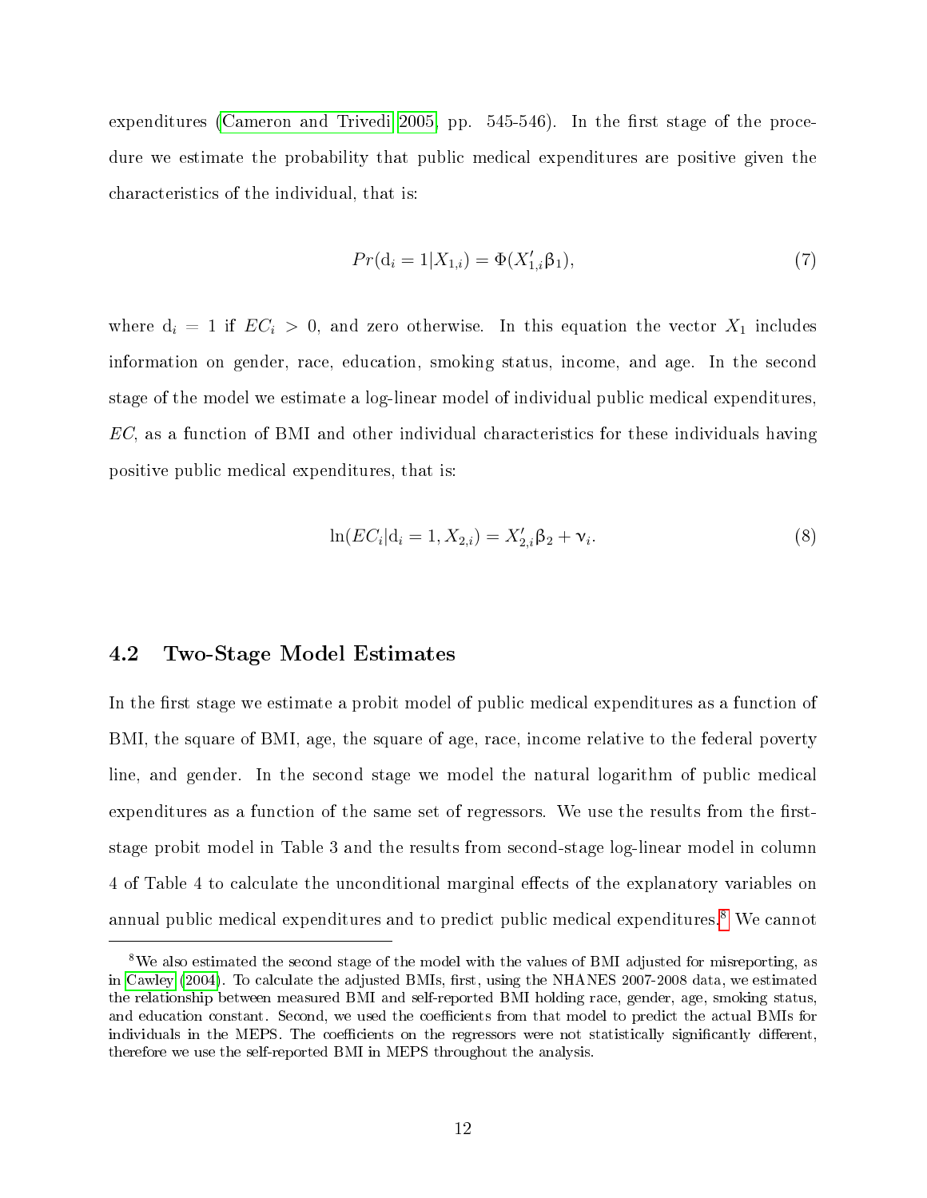expenditures (Cameron and Trivedi 2005, pp. 545-546). In the first stage of the procedure we estimate the probability that public medical expenditures are positive given the characteristics of the individual, that is:

$$Pr(\mathrm{d}_i = 1|X_{1,i}) = \Phi(X'_{1,i}\beta_1), \tag{7}$$

where $\mathrm{d}_i = 1$ if $EC_i > 0$, and zero otherwise. In this equation the vector $X_1$ includes information on gender, race, education, smoking status, income, and age. In the second stage of the model we estimate a log-linear model of individual public medical expenditures, $EC$, as a function of BMI and other individual characteristics for these individuals having positive public medical expenditures, that is:

$$\ln(EC_i|\mathrm{d}_i = 1, X_{2,i}) = X'_{2,i}\beta_2 + \nu_i. \tag{8}$$

### 4.2 Two-Stage Model Estimates

In the first stage we estimate a probit model of public medical expenditures as a function of BMI, the square of BMI, age, the square of age, race, income relative to the federal poverty line, and gender. In the second stage we model the natural logarithm of public medical expenditures as a function of the same set of regressors. We use the results from the first-stage probit model in Table 3 and the results from second-stage log-linear model in column 4 of Table 4 to calculate the unconditional marginal effects of the explanatory variables on annual public medical expenditures and to predict public medical expenditures.[8] We cannot

[8] We also estimated the second stage of the model with the values of BMI adjusted for misreporting, as in Cawley (2004). To calculate the adjusted BMIs, first, using the NHANES 2007-2008 data, we estimated the relationship between measured BMI and self-reported BMI holding race, gender, age, smoking status, and education constant. Second, we used the coefficients from that model to predict the actual BMIs for individuals in the MEPS. The coefficients on the regressors were not statistically significantly different, therefore we use the self-reported BMI in MEPS throughout the analysis.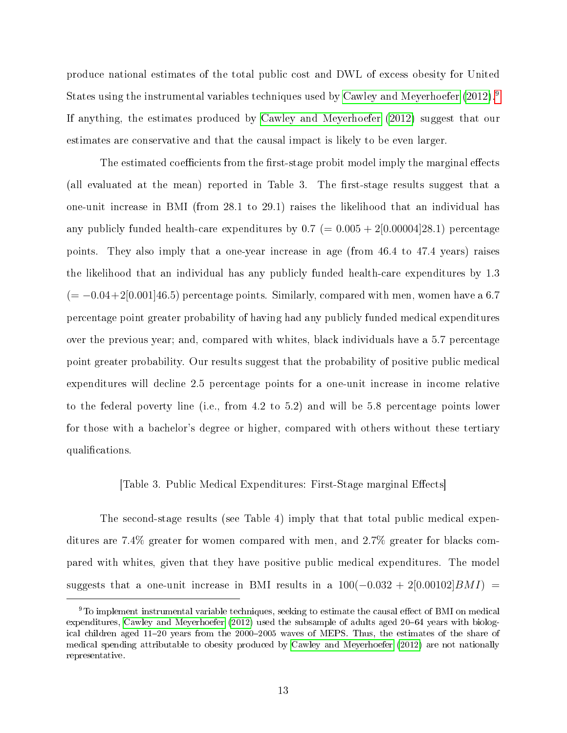produce national estimates of the total public cost and DWL of excess obesity for United States using the instrumental variables techniques used by Cawley and Meyerhoefer (2012).[9] If anything, the estimates produced by Cawley and Meyerhoefer (2012) suggest that our estimates are conservative and that the causal impact is likely to be even larger.

The estimated coefficients from the first-stage probit model imply the marginal effects (all evaluated at the mean) reported in Table 3. The first-stage results suggest that a one-unit increase in BMI (from 28.1 to 29.1) raises the likelihood that an individual has any publicly funded health-care expenditures by 0.7 ($= 0.005 + 2[0.00004]28.1$) percentage points. They also imply that a one-year increase in age (from 46.4 to 47.4 years) raises the likelihood that an individual has any publicly funded health-care expenditures by 1.3 ($= -0.04+2[0.001]46.5$) percentage points. Similarly, compared with men, women have a 6.7 percentage point greater probability of having had any publicly funded medical expenditures over the previous year; and, compared with whites, black individuals have a 5.7 percentage point greater probability. Our results suggest that the probability of positive public medical expenditures will decline 2.5 percentage points for a one-unit increase in income relative to the federal poverty line (i.e., from 4.2 to 5.2) and will be 5.8 percentage points lower for those with a bachelor's degree or higher, compared with others without these tertiary qualifications.

[Table 3. Public Medical Expenditures: First-Stage marginal Effects]

The second-stage results (see Table 4) imply that that total public medical expenditures are 7.4% greater for women compared with men, and 2.7% greater for blacks compared with whites, given that they have positive public medical expenditures. The model suggests that a one-unit increase in BMI results in a $100(-0.032 + 2[0.00102]BMI)$ =

[9] To implement instrumental variable techniques, seeking to estimate the causal effect of BMI on medical expenditures, Cawley and Meyerhoefer (2012) used the subsample of adults aged 20–64 years with biological children aged 11–20 years from the 2000–2005 waves of MEPS. Thus, the estimates of the share of medical spending attributable to obesity produced by Cawley and Meyerhoefer (2012) are not nationally representative.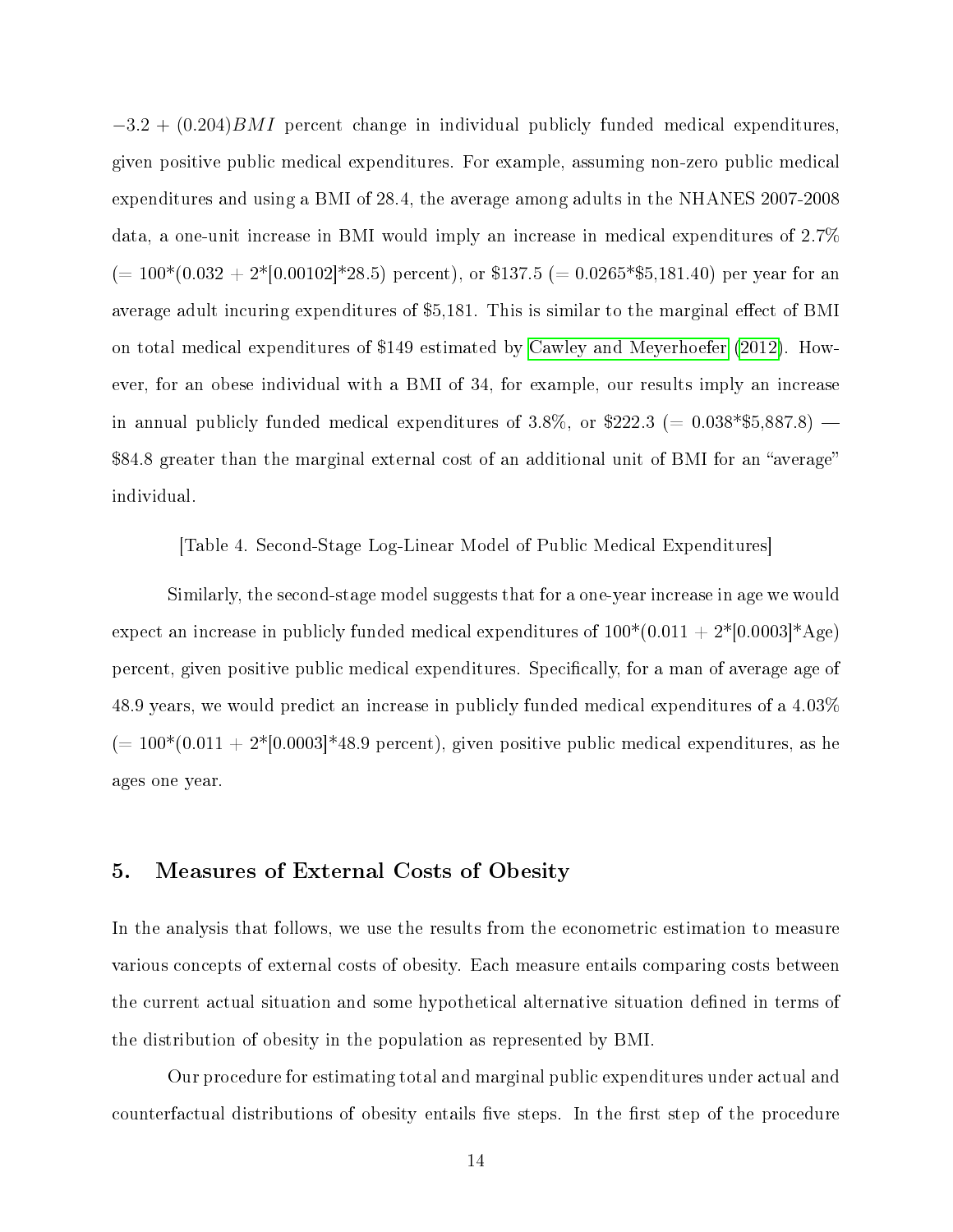$-3.2 + (0.204)BMI$ percent change in individual publicly funded medical expenditures, given positive public medical expenditures. For example, assuming non-zero public medical expenditures and using a BMI of 28.4, the average among adults in the NHANES 2007-2008 data, a one-unit increase in BMI would imply an increase in medical expenditures of 2.7% (= 100*(0.032 + 2*[0.00102]*28.5) percent), or $137.5 (= 0.0265*$5,181.40) per year for an average adult incuring expenditures of $5,181. This is similar to the marginal effect of BMI on total medical expenditures of $149 estimated by Cawley and Meyerhoefer (2012). However, for an obese individual with a BMI of 34, for example, our results imply an increase in annual publicly funded medical expenditures of 3.8%, or $222.3 (= 0.038*$5,887.8) — $84.8 greater than the marginal external cost of an additional unit of BMI for an "average" individual.

[Table 4. Second-Stage Log-Linear Model of Public Medical Expenditures]

Similarly, the second-stage model suggests that for a one-year increase in age we would expect an increase in publicly funded medical expenditures of 100*(0.011 + 2*[0.0003]*Age) percent, given positive public medical expenditures. Specifically, for a man of average age of 48.9 years, we would predict an increase in publicly funded medical expenditures of a 4.03% (= 100*(0.011 + 2*[0.0003]*48.9 percent), given positive public medical expenditures, as he ages one year.

## 5. Measures of External Costs of Obesity

In the analysis that follows, we use the results from the econometric estimation to measure various concepts of external costs of obesity. Each measure entails comparing costs between the current actual situation and some hypothetical alternative situation defined in terms of the distribution of obesity in the population as represented by BMI.

Our procedure for estimating total and marginal public expenditures under actual and counterfactual distributions of obesity entails five steps. In the first step of the procedure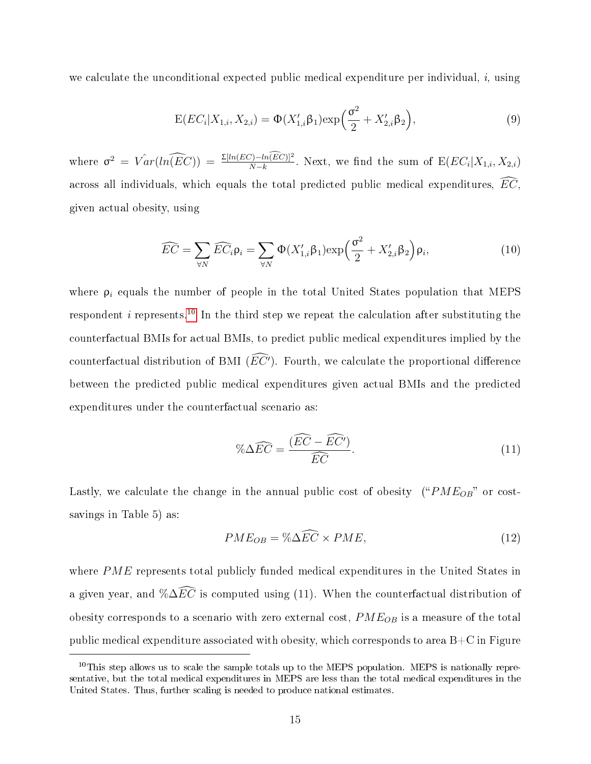we calculate the unconditional expected public medical expenditure per individual, $i$, using

$$\mathrm{E}(EC_i|X_{1,i}, X_{2,i}) = \Phi(X'_{1,i}\beta_1)\exp\Big(\frac{\sigma^2}{2} + X'_{2,i}\beta_2\Big), \tag{9}$$

where $\sigma^2 = \hat{Var}(ln(\widehat{EC})) = \frac{\Sigma[ln(EC)-ln(\widehat{EC})]^2}{N-k}$. Next, we find the sum of $\mathrm{E}(EC_i|X_{1,i}, X_{2,i})$ across all individuals, which equals the total predicted public medical expenditures, $\widehat{EC}$, given actual obesity, using

$$\widehat{EC} = \sum_{\forall N} \widehat{EC}_i \rho_i = \sum_{\forall N} \Phi(X'_{1,i}\beta_1)\exp\Big(\frac{\sigma^2}{2} + X'_{2,i}\beta_2\Big)\rho_i, \tag{10}$$

where $\rho_i$ equals the number of people in the total United States population that MEPS respondent $i$ represents.[10] In the third step we repeat the calculation after substituting the counterfactual BMIs for actual BMIs, to predict public medical expenditures implied by the counterfactual distribution of BMI ($\widehat{EC'}$). Fourth, we calculate the proportional difference between the predicted public medical expenditures given actual BMIs and the predicted expenditures under the counterfactual scenario as:

$$\%\Delta\widehat{EC} = \frac{(\widehat{EC} - \widehat{EC'})}{\widehat{EC}}. \tag{11}$$

Lastly, we calculate the change in the annual public cost of obesity ("$PME_{OB}$" or cost-savings in Table 5) as:

$$PME_{OB} = \%\Delta\widehat{EC} \times PME, \tag{12}$$

where $PME$ represents total publicly funded medical expenditures in the United States in a given year, and $\%\Delta\widehat{EC}$ is computed using (11). When the counterfactual distribution of obesity corresponds to a scenario with zero external cost, $PME_{OB}$ is a measure of the total public medical expenditure associated with obesity, which corresponds to area B+C in Figure

[10] This step allows us to scale the sample totals up to the MEPS population. MEPS is nationally representative, but the total medical expenditures in MEPS are less than the total medical expenditures in the United States. Thus, further scaling is needed to produce national estimates.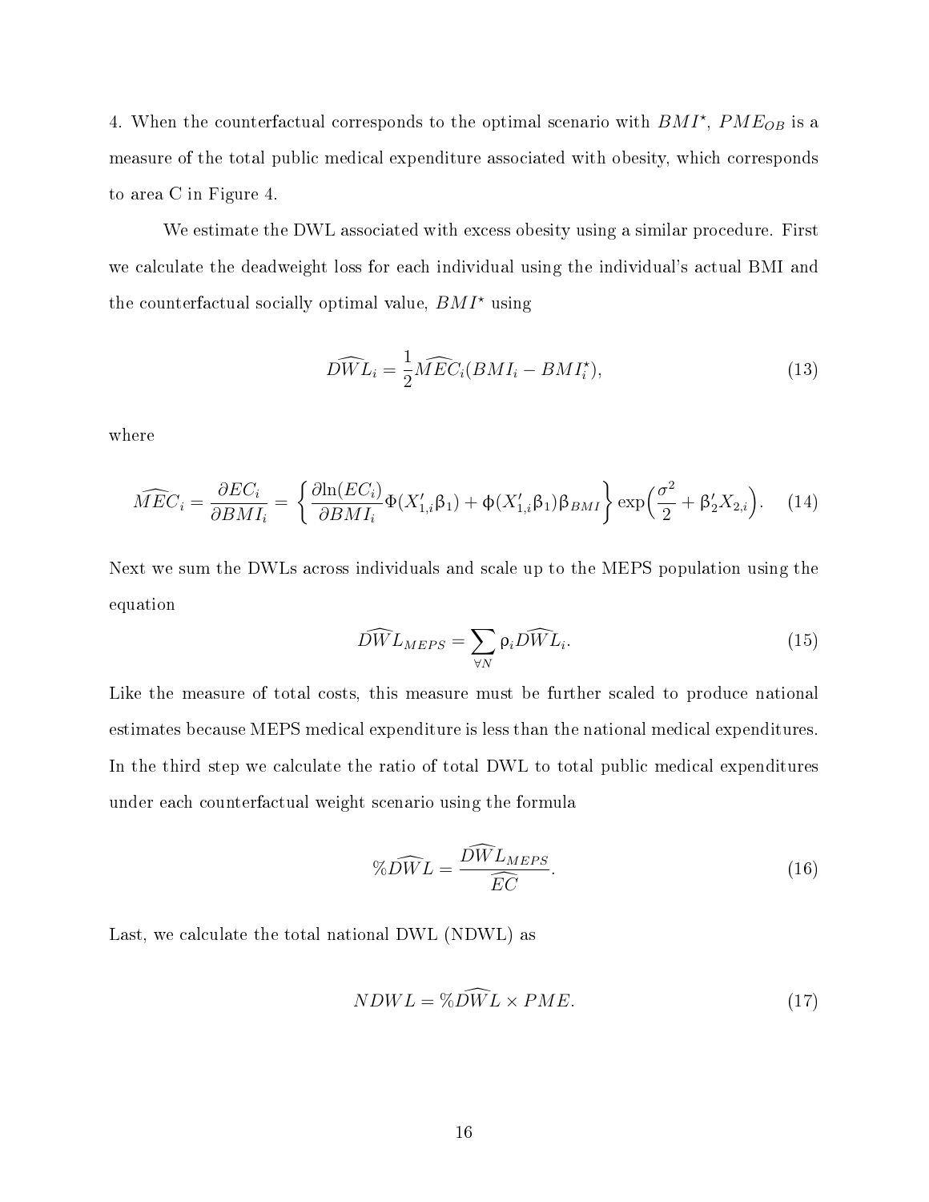4. When the counterfactual corresponds to the optimal scenario with $BMI^{\star}$, $PME_{OB}$ is a measure of the total public medical expenditure associated with obesity, which corresponds to area C in Figure 4.

We estimate the DWL associated with excess obesity using a similar procedure. First we calculate the deadweight loss for each individual using the individual's actual BMI and the counterfactual socially optimal value, $BMI^{\star}$ using

$$\widehat{DWL}_i = \frac{1}{2}\widehat{MEC}_i(BMI_i - BMI_i^{\star}), \tag{13}$$

where

$$\widehat{MEC}_i = \frac{\partial EC_i}{\partial BMI_i} = \left\{ \frac{\partial \ln(EC_i)}{\partial BMI_i}\Phi(X_{1,i}'\beta_1) + \phi(X_{1,i}'\beta_1)\beta_{BMI} \right\} \exp\Big(\frac{\sigma^2}{2} + \beta_2' X_{2,i}\Big). \tag{14}$$

Next we sum the DWLs across individuals and scale up to the MEPS population using the equation

$$\widehat{DWL}_{MEPS} = \sum_{\forall N} \rho_i \widehat{DWL}_i. \tag{15}$$

Like the measure of total costs, this measure must be further scaled to produce national estimates because MEPS medical expenditure is less than the national medical expenditures. In the third step we calculate the ratio of total DWL to total public medical expenditures under each counterfactual weight scenario using the formula

$$\%\widehat{DWL} = \frac{\widehat{DWL}_{MEPS}}{\widehat{EC}}. \tag{16}$$

Last, we calculate the total national DWL (NDWL) as

$$NDWL = \%\widehat{DWL} \times PME. \tag{17}$$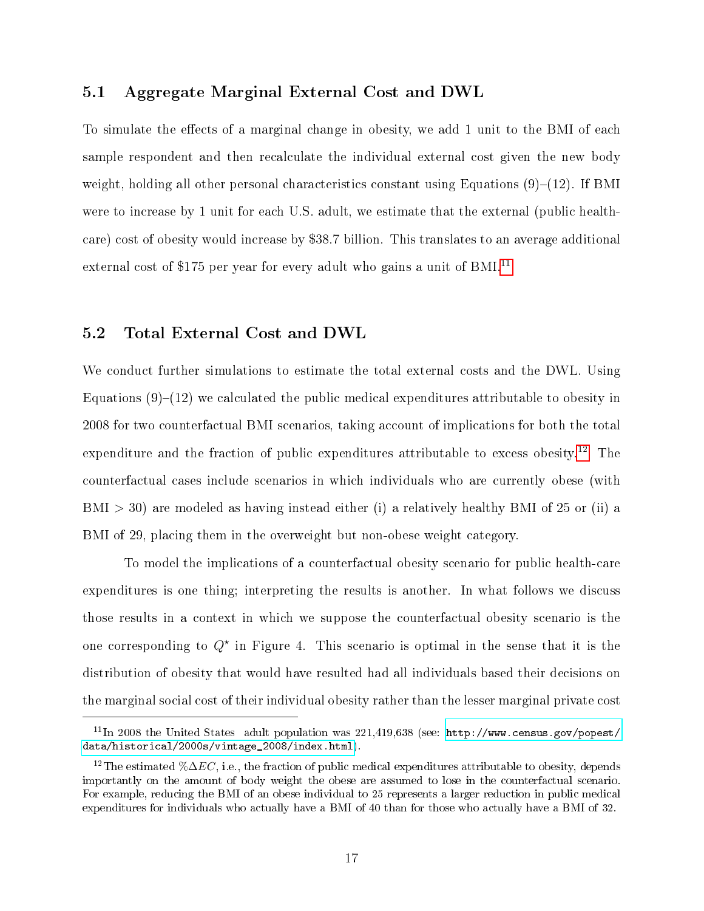### 5.1 Aggregate Marginal External Cost and DWL

To simulate the effects of a marginal change in obesity, we add 1 unit to the BMI of each sample respondent and then recalculate the individual external cost given the new body weight, holding all other personal characteristics constant using Equations (9)–(12). If BMI were to increase by 1 unit for each U.S. adult, we estimate that the external (public health-care) cost of obesity would increase by $38.7 billion. This translates to an average additional external cost of $175 per year for every adult who gains a unit of BMI.[11]

### 5.2 Total External Cost and DWL

We conduct further simulations to estimate the total external costs and the DWL. Using Equations (9)–(12) we calculated the public medical expenditures attributable to obesity in 2008 for two counterfactual BMI scenarios, taking account of implications for both the total expenditure and the fraction of public expenditures attributable to excess obesity.[12] The counterfactual cases include scenarios in which individuals who are currently obese (with BMI $> 30$) are modeled as having instead either (i) a relatively healthy BMI of 25 or (ii) a BMI of 29, placing them in the overweight but non-obese weight category.

To model the implications of a counterfactual obesity scenario for public health-care expenditures is one thing; interpreting the results is another. In what follows we discuss those results in a context in which we suppose the counterfactual obesity scenario is the one corresponding to $Q^{\star}$ in Figure 4. This scenario is optimal in the sense that it is the distribution of obesity that would have resulted had all individuals based their decisions on the marginal social cost of their individual obesity rather than the lesser marginal private cost

---

[11] In 2008 the United States adult population was 221,419,638 (see: http://www.census.gov/popest/data/historical/2000s/vintage_2008/index.html).

[12] The estimated $\%\Delta EC$, i.e., the fraction of public medical expenditures attributable to obesity, depends importantly on the amount of body weight the obese are assumed to lose in the counterfactual scenario. For example, reducing the BMI of an obese individual to 25 represents a larger reduction in public medical expenditures for individuals who actually have a BMI of 40 than for those who actually have a BMI of 32.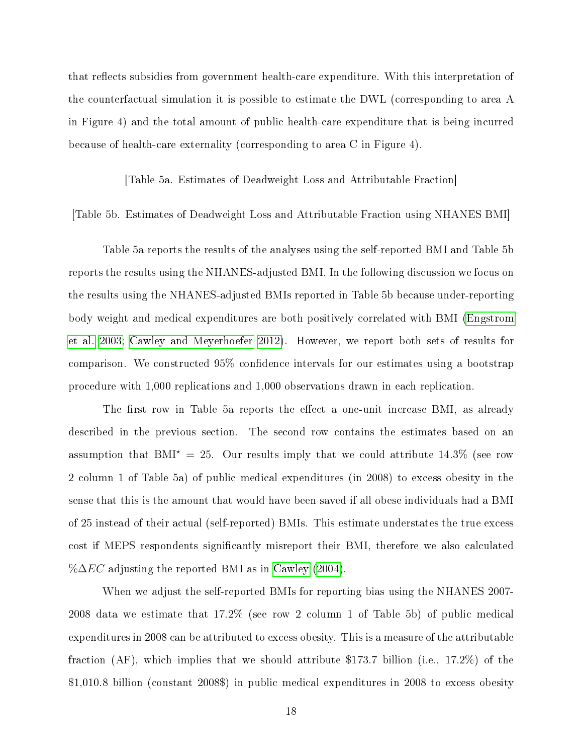that reflects subsidies from government health-care expenditure. With this interpretation of the counterfactual simulation it is possible to estimate the DWL (corresponding to area A in Figure 4) and the total amount of public health-care expenditure that is being incurred because of health-care externality (corresponding to area C in Figure 4).

[Table 5a. Estimates of Deadweight Loss and Attributable Fraction]

[Table 5b. Estimates of Deadweight Loss and Attributable Fraction using NHANES BMI]

Table 5a reports the results of the analyses using the self-reported BMI and Table 5b reports the results using the NHANES-adjusted BMI. In the following discussion we focus on the results using the NHANES-adjusted BMIs reported in Table 5b because under-reporting body weight and medical expenditures are both positively correlated with BMI (Engstrom et al. 2003; Cawley and Meyerhoefer 2012). However, we report both sets of results for comparison. We constructed 95% confidence intervals for our estimates using a bootstrap procedure with 1,000 replications and 1,000 observations drawn in each replication.

The first row in Table 5a reports the effect a one-unit increase BMI, as already described in the previous section. The second row contains the estimates based on an assumption that $\text{BMI}^{\star} = 25$. Our results imply that we could attribute 14.3% (see row 2 column 1 of Table 5a) of public medical expenditures (in 2008) to excess obesity in the sense that this is the amount that would have been saved if all obese individuals had a BMI of 25 instead of their actual (self-reported) BMIs. This estimate understates the true excess cost if MEPS respondents significantly misreport their BMI, therefore we also calculated $\%\Delta EC$ adjusting the reported BMI as in Cawley (2004).

When we adjust the self-reported BMIs for reporting bias using the NHANES 2007-2008 data we estimate that 17.2% (see row 2 column 1 of Table 5b) of public medical expenditures in 2008 can be attributed to excess obesity. This is a measure of the attributable fraction (AF), which implies that we should attribute \$173.7 billion (i.e., 17.2%) of the \$1,010.8 billion (constant 2008\$) in public medical expenditures in 2008 to excess obesity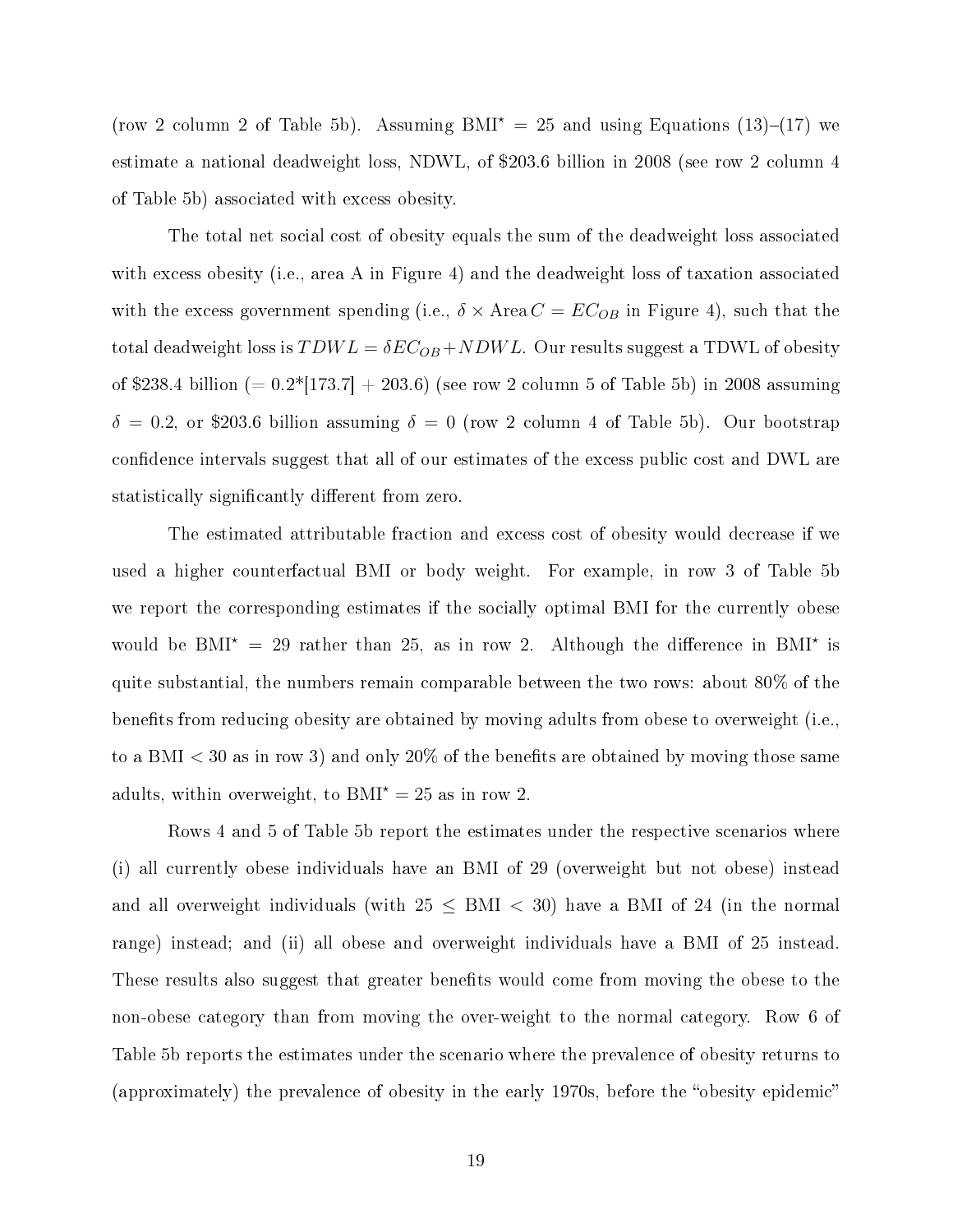(row 2 column 2 of Table 5b). Assuming $\text{BMI}^{\star} = 25$ and using Equations (13)–(17) we estimate a national deadweight loss, NDWL, of \$203.6 billion in 2008 (see row 2 column 4 of Table 5b) associated with excess obesity.

The total net social cost of obesity equals the sum of the deadweight loss associated with excess obesity (i.e., area A in Figure 4) and the deadweight loss of taxation associated with the excess government spending (i.e., $\delta \times \text{Area}\, C = EC_{OB}$ in Figure 4), such that the total deadweight loss is $TDWL = \delta EC_{OB} + NDWL$. Our results suggest a TDWL of obesity of \$238.4 billion (= 0.2*[173.7] + 203.6) (see row 2 column 5 of Table 5b) in 2008 assuming $\delta = 0.2$, or \$203.6 billion assuming $\delta = 0$ (row 2 column 4 of Table 5b). Our bootstrap confidence intervals suggest that all of our estimates of the excess public cost and DWL are statistically significantly different from zero.

The estimated attributable fraction and excess cost of obesity would decrease if we used a higher counterfactual BMI or body weight. For example, in row 3 of Table 5b we report the corresponding estimates if the socially optimal BMI for the currently obese would be $\text{BMI}^{\star} = 29$ rather than 25, as in row 2. Although the difference in $\text{BMI}^{\star}$ is quite substantial, the numbers remain comparable between the two rows: about 80% of the benefits from reducing obesity are obtained by moving adults from obese to overweight (i.e., to a $\text{BMI} < 30$ as in row 3) and only 20% of the benefits are obtained by moving those same adults, within overweight, to $\text{BMI}^{\star} = 25$ as in row 2.

Rows 4 and 5 of Table 5b report the estimates under the respective scenarios where (i) all currently obese individuals have an BMI of 29 (overweight but not obese) instead and all overweight individuals (with $25 \leq \text{BMI} < 30$) have a BMI of 24 (in the normal range) instead; and (ii) all obese and overweight individuals have a BMI of 25 instead. These results also suggest that greater benefits would come from moving the obese to the non-obese category than from moving the over-weight to the normal category. Row 6 of Table 5b reports the estimates under the scenario where the prevalence of obesity returns to (approximately) the prevalence of obesity in the early 1970s, before the "obesity epidemic"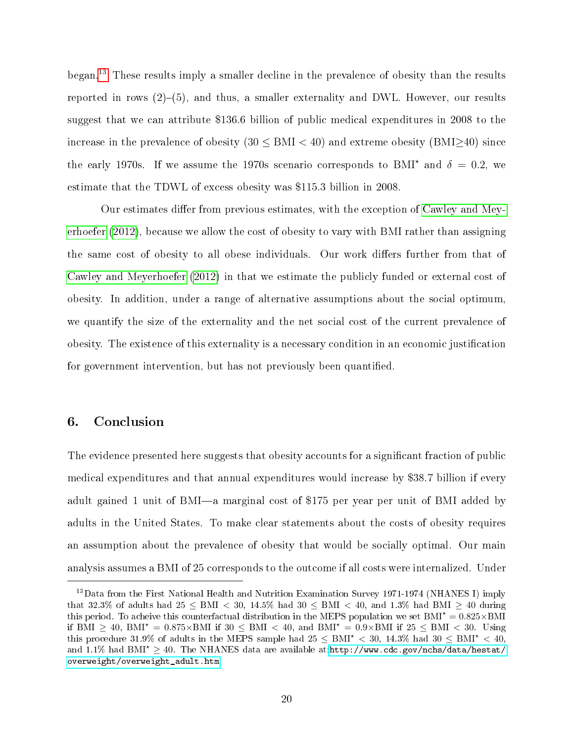began.[13] These results imply a smaller decline in the prevalence of obesity than the results reported in rows (2)–(5), and thus, a smaller externality and DWL. However, our results suggest that we can attribute \$136.6 billion of public medical expenditures in 2008 to the increase in the prevalence of obesity ($30 \leq \text{BMI} < 40$) and extreme obesity (BMI$\geq$40) since the early 1970s. If we assume the 1970s scenario corresponds to BMI$^\star$ and $\delta = 0.2$, we estimate that the TDWL of excess obesity was \$115.3 billion in 2008.

Our estimates differ from previous estimates, with the exception of Cawley and Meyerhoefer (2012), because we allow the cost of obesity to vary with BMI rather than assigning the same cost of obesity to all obese individuals. Our work differs further from that of Cawley and Meyerhoefer (2012) in that we estimate the publicly funded or external cost of obesity. In addition, under a range of alternative assumptions about the social optimum, we quantify the size of the externality and the net social cost of the current prevalence of obesity. The existence of this externality is a necessary condition in an economic justification for government intervention, but has not previously been quantified.

## 6. Conclusion

The evidence presented here suggests that obesity accounts for a significant fraction of public medical expenditures and that annual expenditures would increase by \$38.7 billion if every adult gained 1 unit of BMI—a marginal cost of \$175 per year per unit of BMI added by adults in the United States. To make clear statements about the costs of obesity requires an assumption about the prevalence of obesity that would be socially optimal. Our main analysis assumes a BMI of 25 corresponds to the outcome if all costs were internalized. Under

[13] Data from the First National Health and Nutrition Examination Survey 1971-1974 (NHANES I) imply that 32.3% of adults had $25 \leq \text{BMI} < 30$, 14.5% had $30 \leq \text{BMI} < 40$, and 1.3% had $\text{BMI} \geq 40$ during this period. To acheive this counterfactual distribution in the MEPS population we set $\text{BMI}^\star = 0.825 \times \text{BMI}$ if $\text{BMI} \geq 40$, $\text{BMI}^\star = 0.875 \times \text{BMI}$ if $30 \leq \text{BMI} < 40$, and $\text{BMI}^\star = 0.9 \times \text{BMI}$ if $25 \leq \text{BMI} < 30$. Using this procedure 31.9% of adults in the MEPS sample had $25 \leq \text{BMI}^\star < 30$, 14.3% had $30 \leq \text{BMI}^\star < 40$, and 1.1% had $\text{BMI}^\star \geq 40$. The NHANES data are available at: http://www.cdc.gov/nchs/data/hestat/overweight/overweight_adult.htm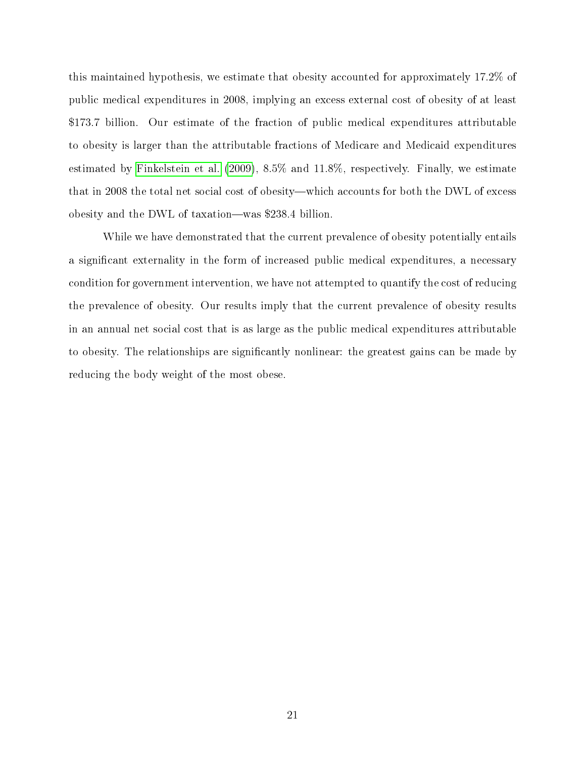this maintained hypothesis, we estimate that obesity accounted for approximately 17.2% of public medical expenditures in 2008, implying an excess external cost of obesity of at least $173.7 billion. Our estimate of the fraction of public medical expenditures attributable to obesity is larger than the attributable fractions of Medicare and Medicaid expenditures estimated by Finkelstein et al. (2009), 8.5% and 11.8%, respectively. Finally, we estimate that in 2008 the total net social cost of obesity—which accounts for both the DWL of excess obesity and the DWL of taxation—was $238.4 billion.

While we have demonstrated that the current prevalence of obesity potentially entails a significant externality in the form of increased public medical expenditures, a necessary condition for government intervention, we have not attempted to quantify the cost of reducing the prevalence of obesity. Our results imply that the current prevalence of obesity results in an annual net social cost that is as large as the public medical expenditures attributable to obesity. The relationships are significantly nonlinear: the greatest gains can be made by reducing the body weight of the most obese.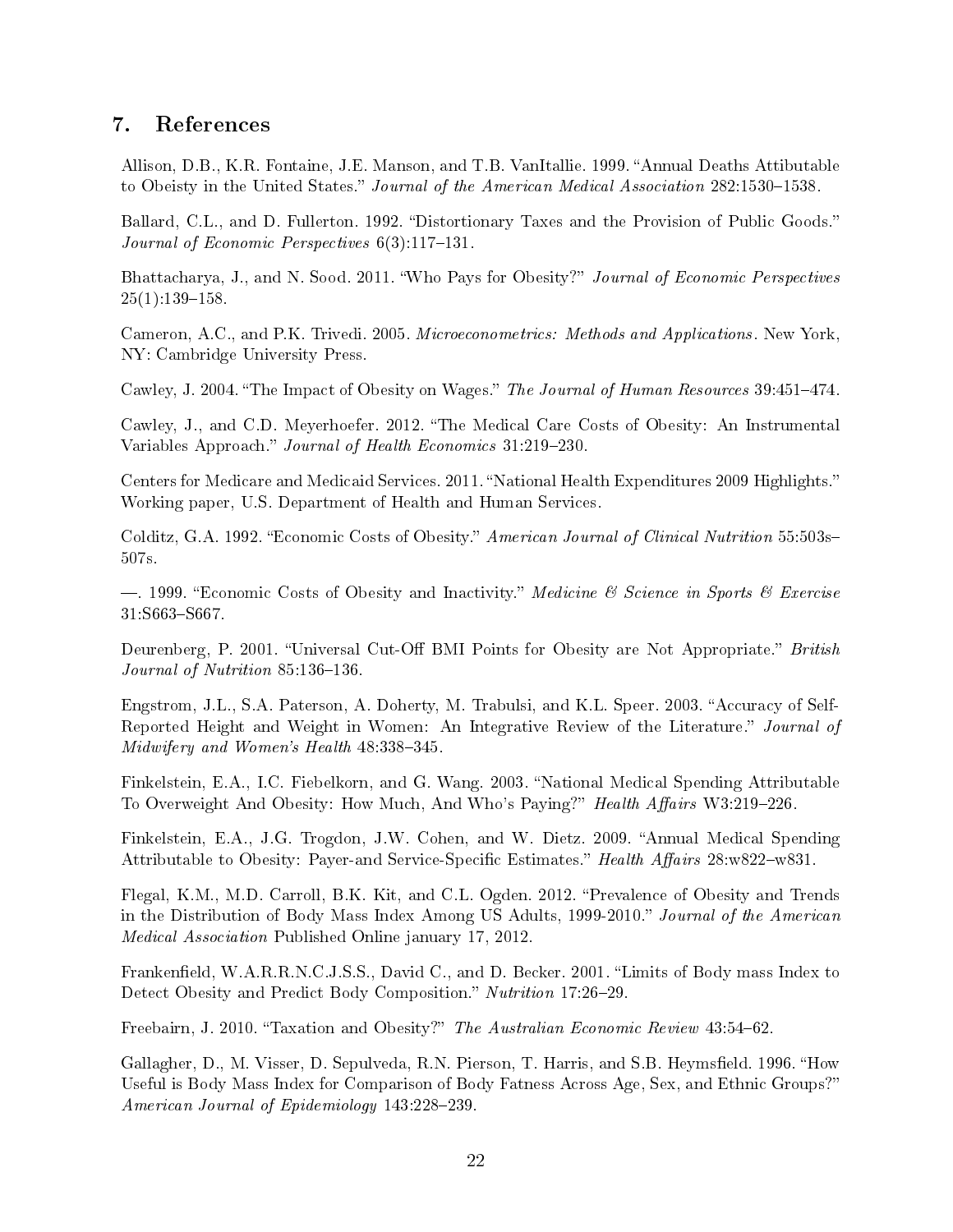## 7. References

Allison, D.B., K.R. Fontaine, J.E. Manson, and T.B. VanItallie. 1999. "Annual Deaths Attibutable to Obeisty in the United States." *Journal of the American Medical Association* 282:1530–1538.

Ballard, C.L., and D. Fullerton. 1992. "Distortionary Taxes and the Provision of Public Goods." *Journal of Economic Perspectives* 6(3):117–131.

Bhattacharya, J., and N. Sood. 2011. "Who Pays for Obesity?" *Journal of Economic Perspectives* 25(1):139–158.

Cameron, A.C., and P.K. Trivedi. 2005. *Microeconometrics: Methods and Applications*. New York, NY: Cambridge University Press.

Cawley, J. 2004. "The Impact of Obesity on Wages." *The Journal of Human Resources* 39:451–474.

Cawley, J., and C.D. Meyerhoefer. 2012. "The Medical Care Costs of Obesity: An Instrumental Variables Approach." *Journal of Health Economics* 31:219–230.

Centers for Medicare and Medicaid Services. 2011. "National Health Expenditures 2009 Highlights." Working paper, U.S. Department of Health and Human Services.

Colditz, G.A. 1992. "Economic Costs of Obesity." *American Journal of Clinical Nutrition* 55:503s–507s.

—. 1999. "Economic Costs of Obesity and Inactivity." *Medicine & Science in Sports & Exercise* 31:S663–S667.

Deurenberg, P. 2001. "Universal Cut-Off BMI Points for Obesity are Not Appropriate." *British Journal of Nutrition* 85:136–136.

Engstrom, J.L., S.A. Paterson, A. Doherty, M. Trabulsi, and K.L. Speer. 2003. "Accuracy of Self-Reported Height and Weight in Women: An Integrative Review of the Literature." *Journal of Midwifery and Women's Health* 48:338–345.

Finkelstein, E.A., I.C. Fiebelkorn, and G. Wang. 2003. "National Medical Spending Attributable To Overweight And Obesity: How Much, And Who's Paying?" *Health Affairs* W3:219–226.

Finkelstein, E.A., J.G. Trogdon, J.W. Cohen, and W. Dietz. 2009. "Annual Medical Spending Attributable to Obesity: Payer-and Service-Specific Estimates." *Health Affairs* 28:w822–w831.

Flegal, K.M., M.D. Carroll, B.K. Kit, and C.L. Ogden. 2012. "Prevalence of Obesity and Trends in the Distribution of Body Mass Index Among US Adults, 1999-2010." *Journal of the American Medical Association* Published Online january 17, 2012.

Frankenfield, W.A.R.R.N.C.J.S.S., David C., and D. Becker. 2001. "Limits of Body mass Index to Detect Obesity and Predict Body Composition." *Nutrition* 17:26–29.

Freebairn, J. 2010. "Taxation and Obesity?" *The Australian Economic Review* 43:54–62.

Gallagher, D., M. Visser, D. Sepulveda, R.N. Pierson, T. Harris, and S.B. Heymsfield. 1996. "How Useful is Body Mass Index for Comparison of Body Fatness Across Age, Sex, and Ethnic Groups?" *American Journal of Epidemiology* 143:228–239.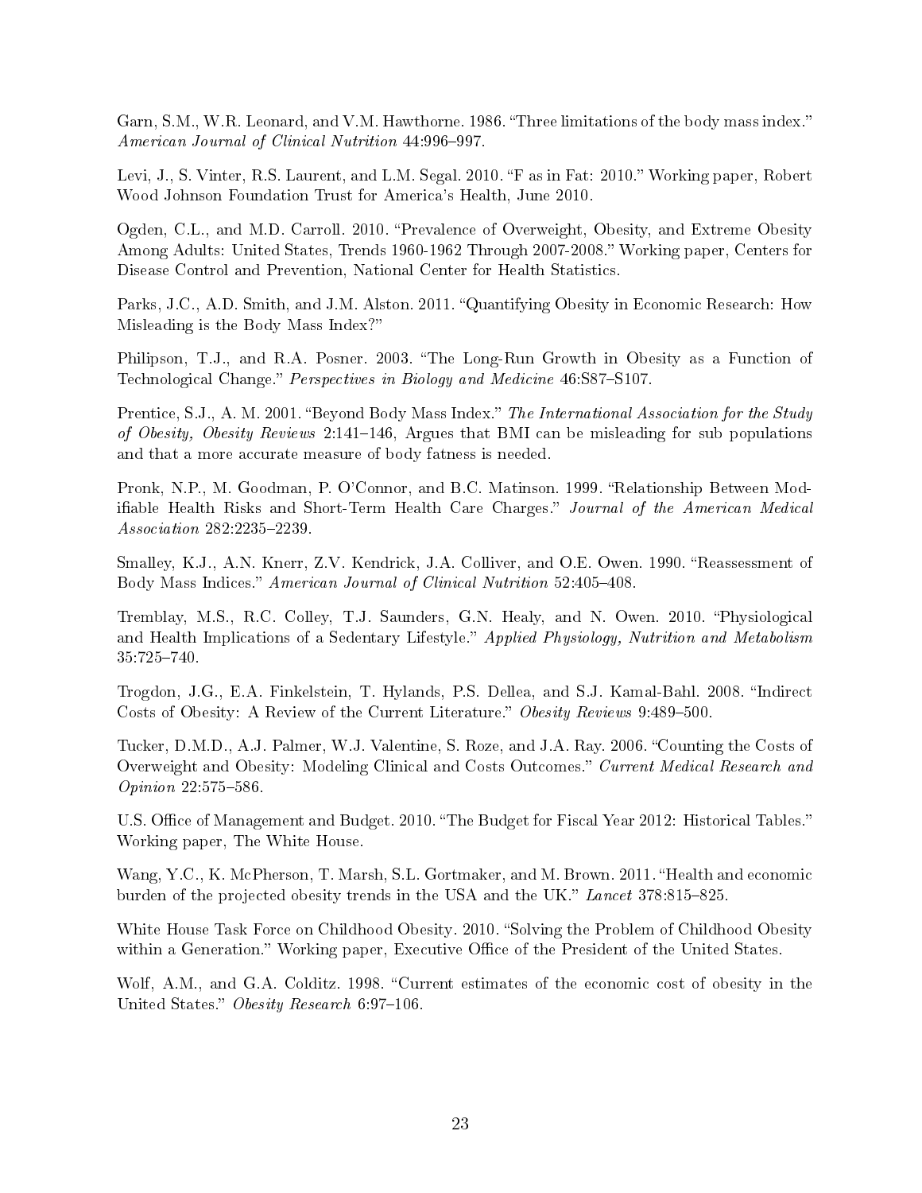Garn, S.M., W.R. Leonard, and V.M. Hawthorne. 1986. "Three limitations of the body mass index." *American Journal of Clinical Nutrition* 44:996–997.

Levi, J., S. Vinter, R.S. Laurent, and L.M. Segal. 2010. "F as in Fat: 2010." Working paper, Robert Wood Johnson Foundation Trust for America's Health, June 2010.

Ogden, C.L., and M.D. Carroll. 2010. "Prevalence of Overweight, Obesity, and Extreme Obesity Among Adults: United States, Trends 1960-1962 Through 2007-2008." Working paper, Centers for Disease Control and Prevention, National Center for Health Statistics.

Parks, J.C., A.D. Smith, and J.M. Alston. 2011. "Quantifying Obesity in Economic Research: How Misleading is the Body Mass Index?"

Philipson, T.J., and R.A. Posner. 2003. "The Long-Run Growth in Obesity as a Function of Technological Change." *Perspectives in Biology and Medicine* 46:S87–S107.

Prentice, S.J., A. M. 2001. "Beyond Body Mass Index." *The International Association for the Study of Obesity, Obesity Reviews* 2:141–146, Argues that BMI can be misleading for sub populations and that a more accurate measure of body fatness is needed.

Pronk, N.P., M. Goodman, P. O'Connor, and B.C. Matinson. 1999. "Relationship Between Modifiable Health Risks and Short-Term Health Care Charges." *Journal of the American Medical Association* 282:2235–2239.

Smalley, K.J., A.N. Knerr, Z.V. Kendrick, J.A. Colliver, and O.E. Owen. 1990. "Reassessment of Body Mass Indices." *American Journal of Clinical Nutrition* 52:405–408.

Tremblay, M.S., R.C. Colley, T.J. Saunders, G.N. Healy, and N. Owen. 2010. "Physiological and Health Implications of a Sedentary Lifestyle." *Applied Physiology, Nutrition and Metabolism* 35:725–740.

Trogdon, J.G., E.A. Finkelstein, T. Hylands, P.S. Dellea, and S.J. Kamal-Bahl. 2008. "Indirect Costs of Obesity: A Review of the Current Literature." *Obesity Reviews* 9:489–500.

Tucker, D.M.D., A.J. Palmer, W.J. Valentine, S. Roze, and J.A. Ray. 2006. "Counting the Costs of Overweight and Obesity: Modeling Clinical and Costs Outcomes." *Current Medical Research and Opinion* 22:575–586.

U.S. Office of Management and Budget. 2010. "The Budget for Fiscal Year 2012: Historical Tables." Working paper, The White House.

Wang, Y.C., K. McPherson, T. Marsh, S.L. Gortmaker, and M. Brown. 2011. "Health and economic burden of the projected obesity trends in the USA and the UK." *Lancet* 378:815–825.

White House Task Force on Childhood Obesity. 2010. "Solving the Problem of Childhood Obesity within a Generation." Working paper, Executive Office of the President of the United States.

Wolf, A.M., and G.A. Colditz. 1998. "Current estimates of the economic cost of obesity in the United States." *Obesity Research* 6:97–106.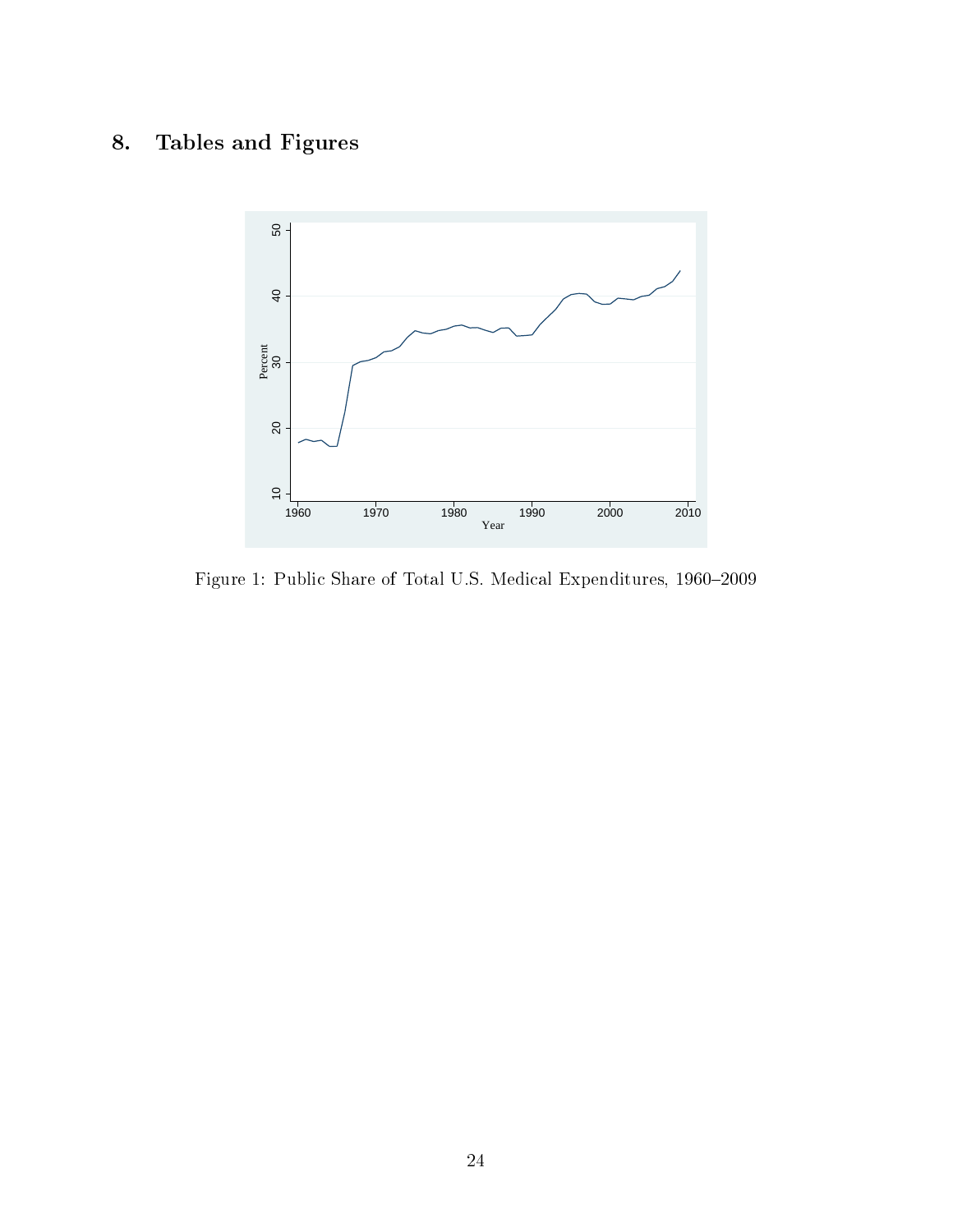## 8. Tables and Figures

Figure 1: Public Share of Total U.S. Medical Expenditures, 1960–2009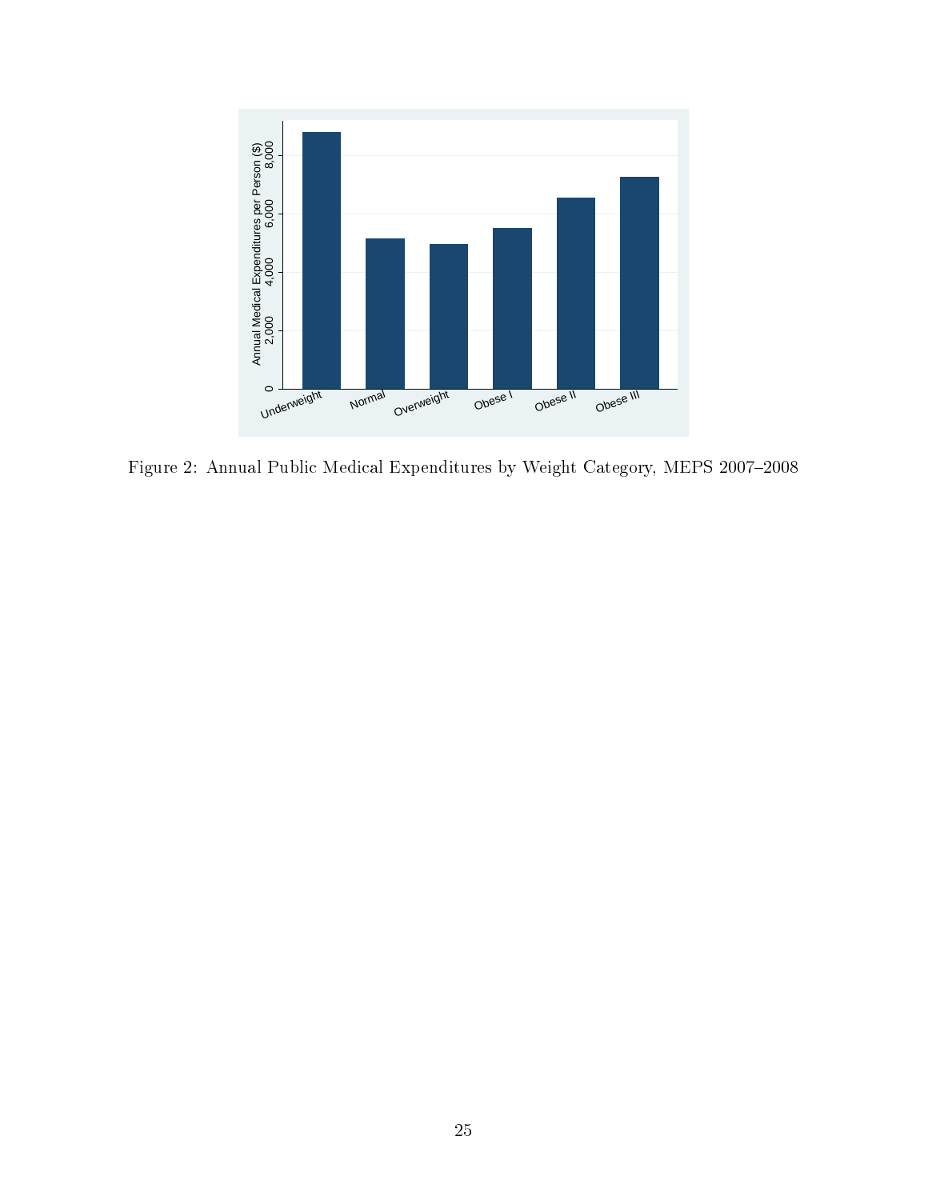Figure 2: Annual Public Medical Expenditures by Weight Category, MEPS 2007–2008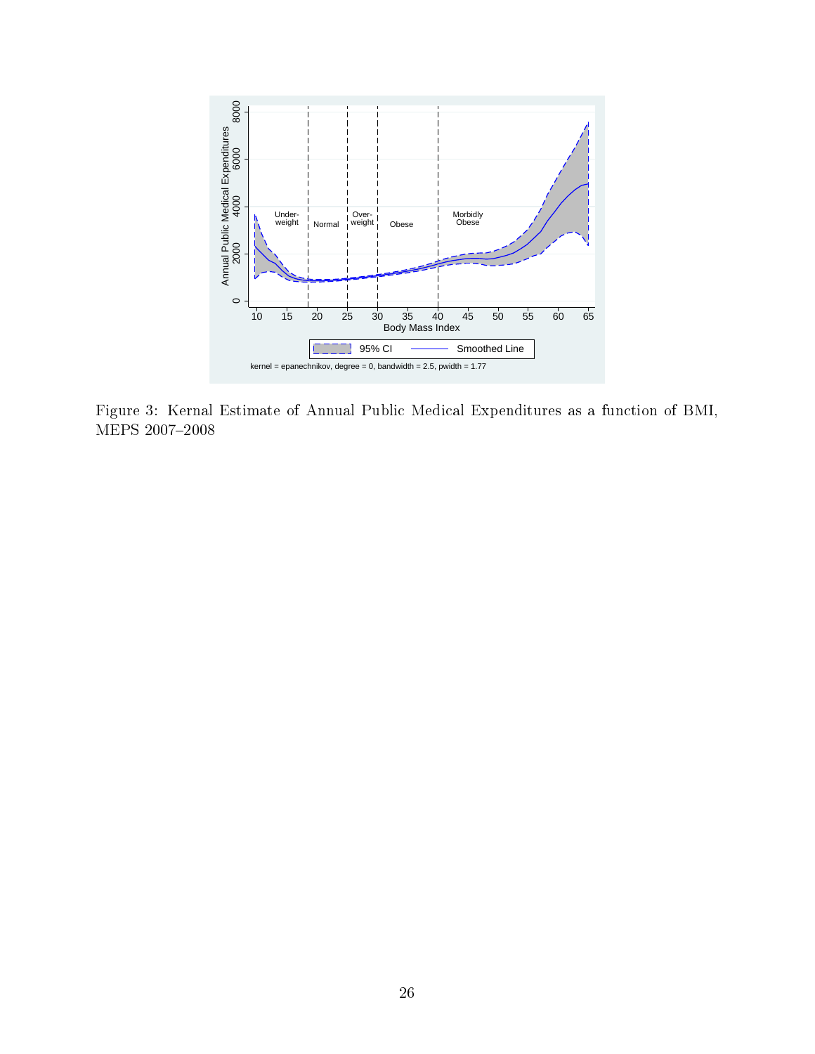Figure 3: Kernal Estimate of Annual Public Medical Expenditures as a function of BMI, MEPS 2007–2008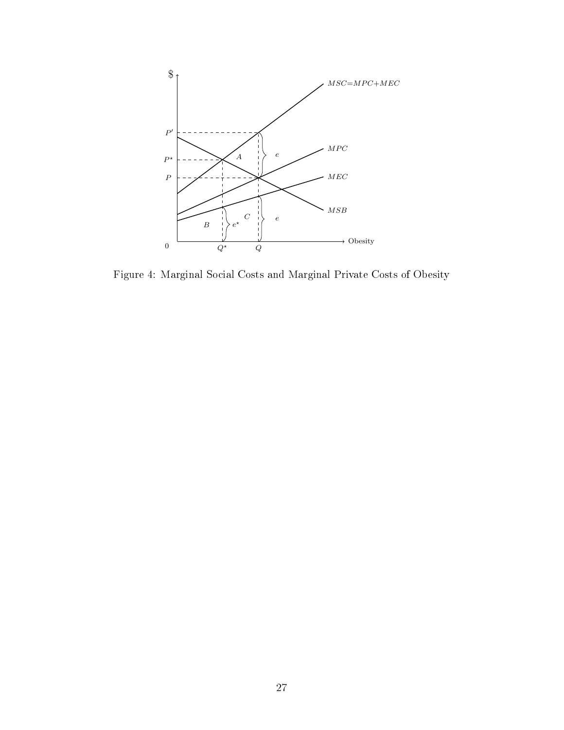Figure 4: Marginal Social Costs and Marginal Private Costs of Obesity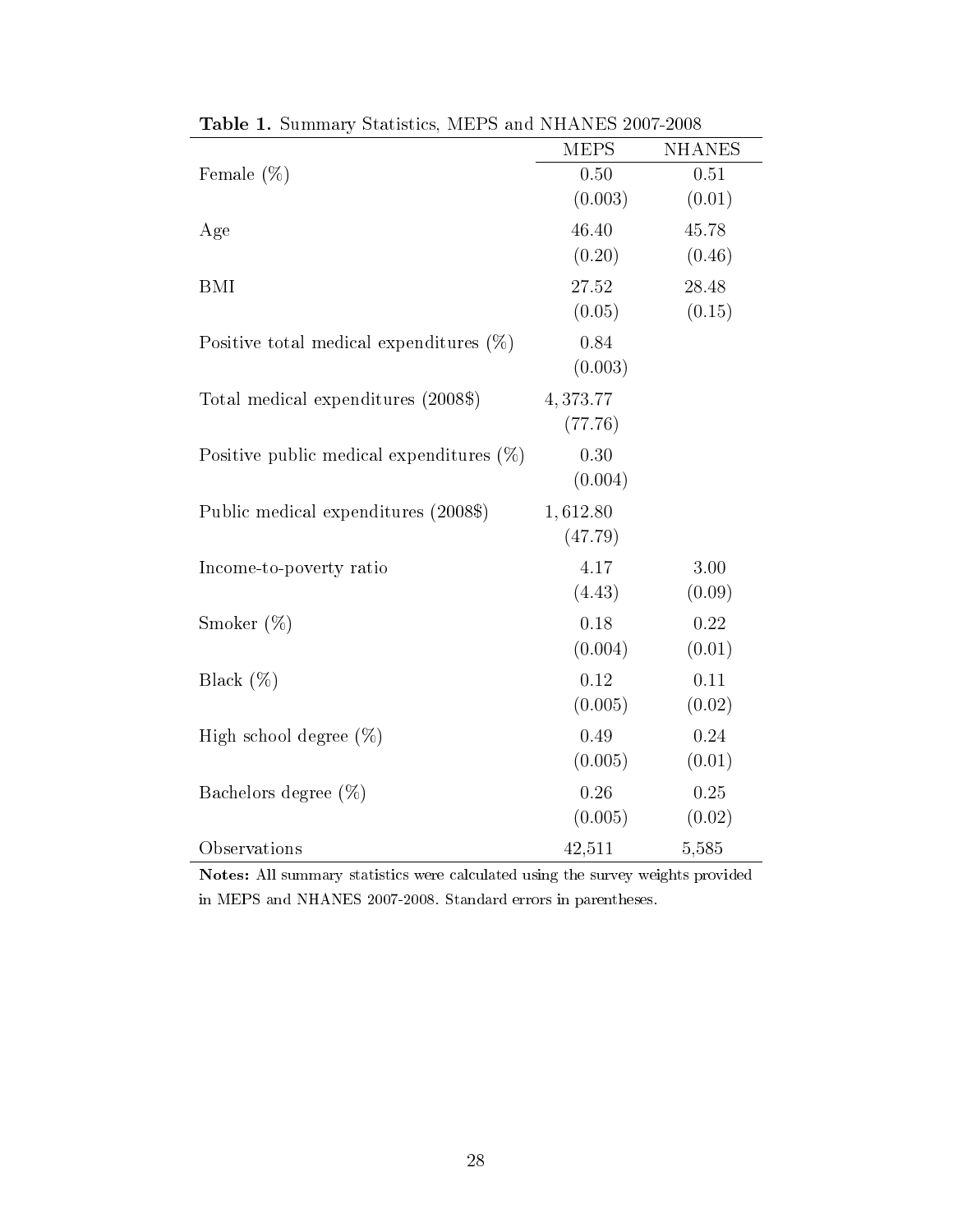**Table 1.** Summary Statistics, MEPS and NHANES 2007-2008

| | MEPS | NHANES |
|---|---|---|
| Female (%) | 0.50 | 0.51 |
| | (0.003) | (0.01) |
| Age | 46.40 | 45.78 |
| | (0.20) | (0.46) |
| BMI | 27.52 | 28.48 |
| | (0.05) | (0.15) |
| Positive total medical expenditures (%) | 0.84 | |
| | (0.003) | |
| Total medical expenditures (2008$) | 4,373.77 | |
| | (77.76) | |
| Positive public medical expenditures (%) | 0.30 | |
| | (0.004) | |
| Public medical expenditures (2008$) | 1,612.80 | |
| | (47.79) | |
| Income-to-poverty ratio | 4.17 | 3.00 |
| | (4.43) | (0.09) |
| Smoker (%) | 0.18 | 0.22 |
| | (0.004) | (0.01) |
| Black (%) | 0.12 | 0.11 |
| | (0.005) | (0.02) |
| High school degree (%) | 0.49 | 0.24 |
| | (0.005) | (0.01) |
| Bachelors degree (%) | 0.26 | 0.25 |
| | (0.005) | (0.02) |
| Observations | 42,511 | 5,585 |

**Notes:** All summary statistics were calculated using the survey weights provided in MEPS and NHANES 2007-2008. Standard errors in parentheses.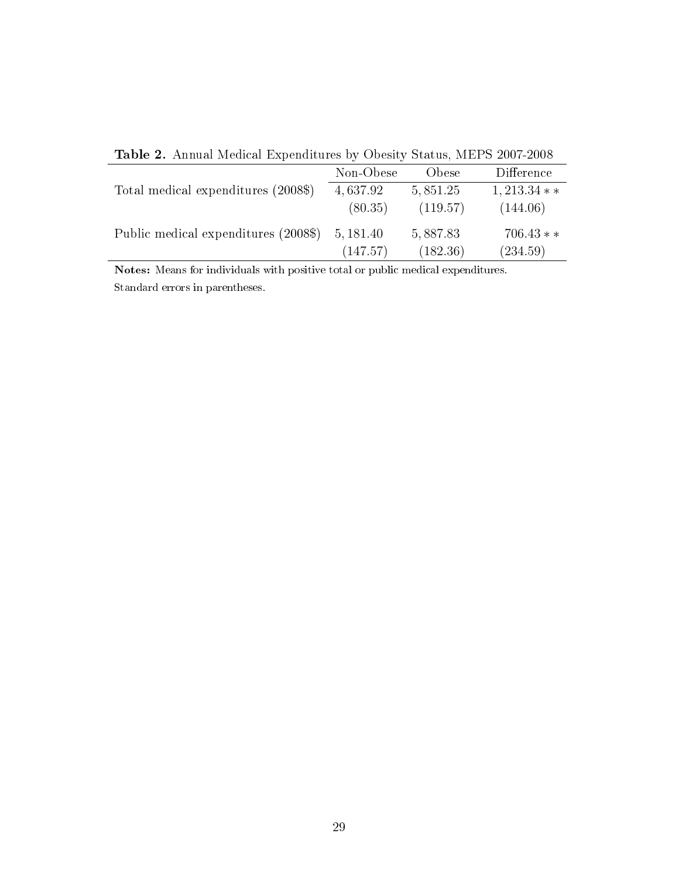**Table 2.** Annual Medical Expenditures by Obesity Status, MEPS 2007-2008

| | Non-Obese | Obese | Difference |
|---|---|---|---|
| Total medical expenditures (2008$) | 4,637.92 | 5,851.25 | 1,213.34** |
| | (80.35) | (119.57) | (144.06) |
| Public medical expenditures (2008$) | 5,181.40 | 5,887.83 | 706.43** |
| | (147.57) | (182.36) | (234.59) |

**Notes:** Means for individuals with positive total or public medical expenditures.
Standard errors in parentheses.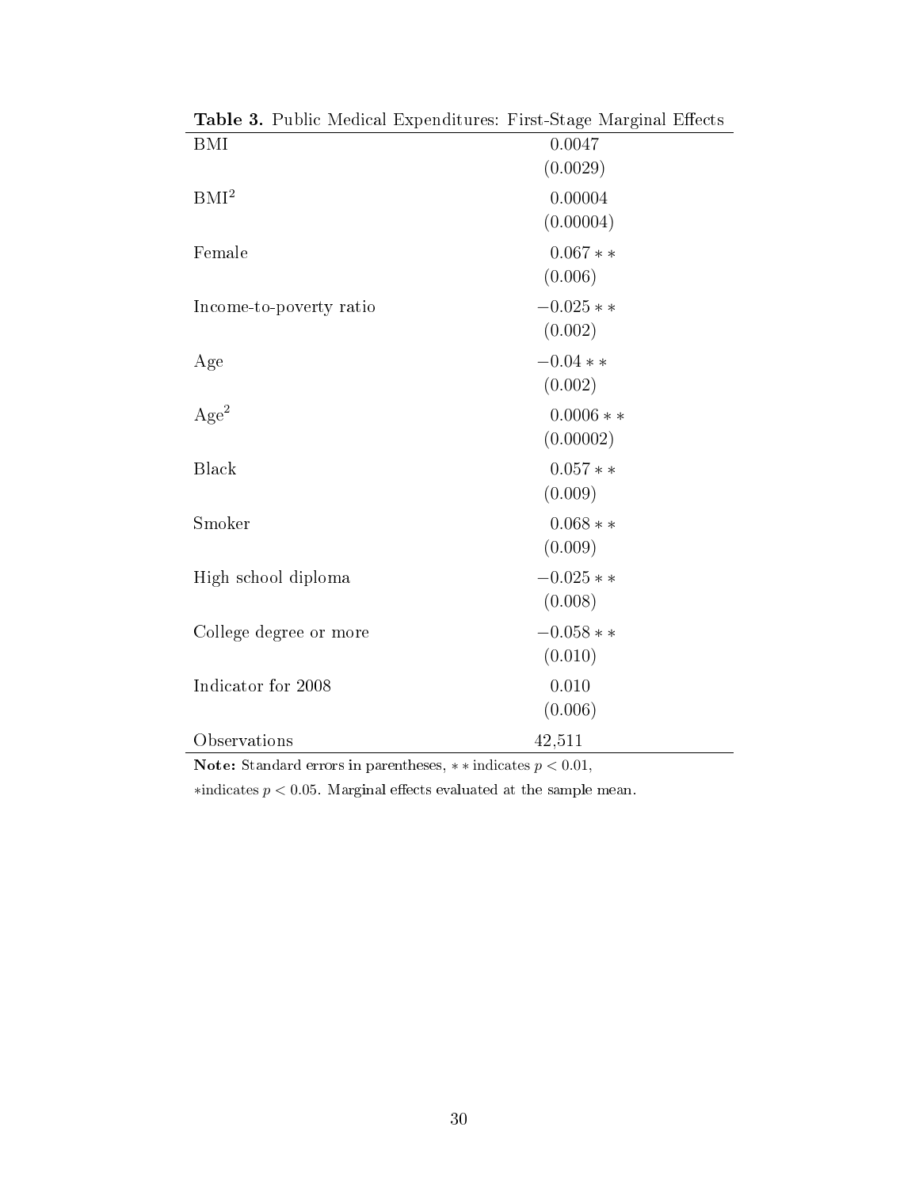**Table 3.** Public Medical Expenditures: First-Stage Marginal Effects

| | |
|---|---|
| BMI | 0.0047 |
| | (0.0029) |
| BMI$^2$ | 0.00004 |
| | (0.00004) |
| Female | 0.067 ** |
| | (0.006) |
| Income-to-poverty ratio | −0.025 ** |
| | (0.002) |
| Age | −0.04 ** |
| | (0.002) |
| Age$^2$ | 0.0006 ** |
| | (0.00002) |
| Black | 0.057 ** |
| | (0.009) |
| Smoker | 0.068 ** |
| | (0.009) |
| High school diploma | −0.025 ** |
| | (0.008) |
| College degree or more | −0.058 ** |
| | (0.010) |
| Indicator for 2008 | 0.010 |
| | (0.006) |
| Observations | 42,511 |

**Note:** Standard errors in parentheses, ** indicates $p < 0.01$, *indicates $p < 0.05$. Marginal effects evaluated at the sample mean.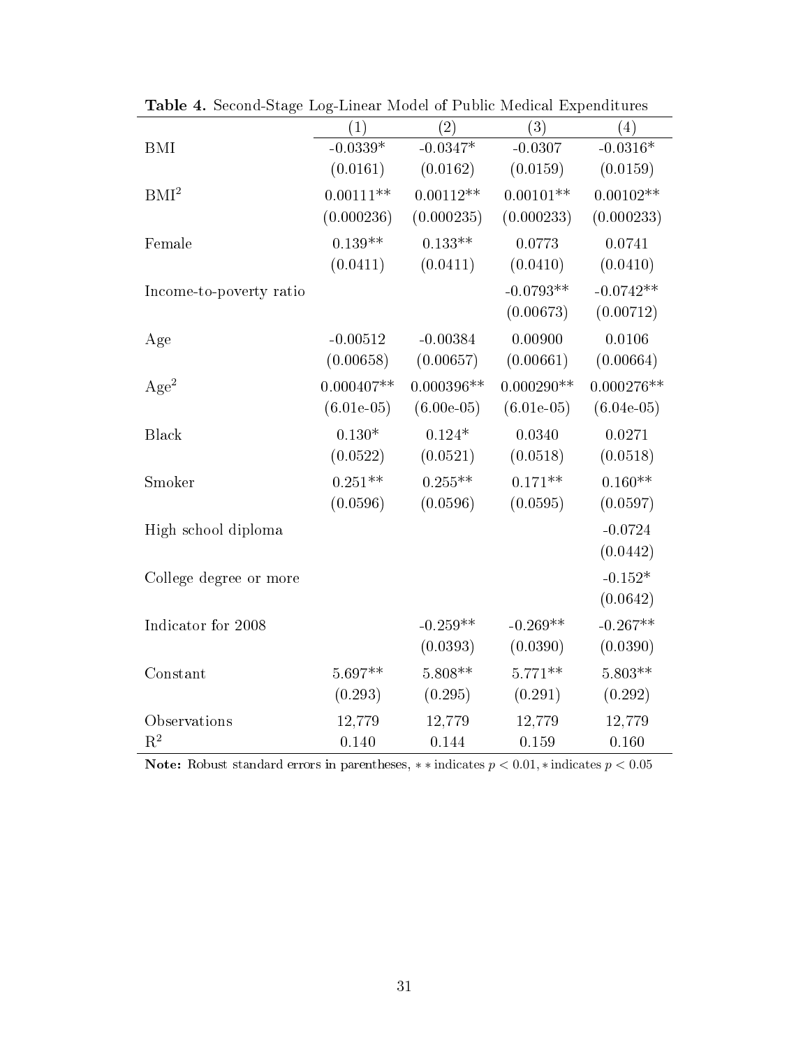**Table 4.** Second-Stage Log-Linear Model of Public Medical Expenditures

| | (1) | (2) | (3) | (4) |
|---|---|---|---|---|
| BMI | -0.0339* | -0.0347* | -0.0307 | -0.0316* |
| | (0.0161) | (0.0162) | (0.0159) | (0.0159) |
| $BMI^2$ | 0.00111** | 0.00112** | 0.00101** | 0.00102** |
| | (0.000236) | (0.000235) | (0.000233) | (0.000233) |
| Female | 0.139** | 0.133** | 0.0773 | 0.0741 |
| | (0.0411) | (0.0411) | (0.0410) | (0.0410) |
| Income-to-poverty ratio | | | -0.0793** | -0.0742** |
| | | | (0.00673) | (0.00712) |
| Age | -0.00512 | -0.00384 | 0.00900 | 0.0106 |
| | (0.00658) | (0.00657) | (0.00661) | (0.00664) |
| $Age^2$ | 0.000407** | 0.000396** | 0.000290** | 0.000276** |
| | (6.01e-05) | (6.00e-05) | (6.01e-05) | (6.04e-05) |
| Black | 0.130* | 0.124* | 0.0340 | 0.0271 |
| | (0.0522) | (0.0521) | (0.0518) | (0.0518) |
| Smoker | 0.251** | 0.255** | 0.171** | 0.160** |
| | (0.0596) | (0.0596) | (0.0595) | (0.0597) |
| High school diploma | | | | -0.0724 |
| | | | | (0.0442) |
| College degree or more | | | | -0.152* |
| | | | | (0.0642) |
| Indicator for 2008 | | -0.259** | -0.269** | -0.267** |
| | | (0.0393) | (0.0390) | (0.0390) |
| Constant | 5.697** | 5.808** | 5.771** | 5.803** |
| | (0.293) | (0.295) | (0.291) | (0.292) |
| Observations | 12,779 | 12,779 | 12,779 | 12,779 |
| $R^2$ | 0.140 | 0.144 | 0.159 | 0.160 |

**Note:** Robust standard errors in parentheses, ** indicates $p < 0.01$, * indicates $p < 0.05$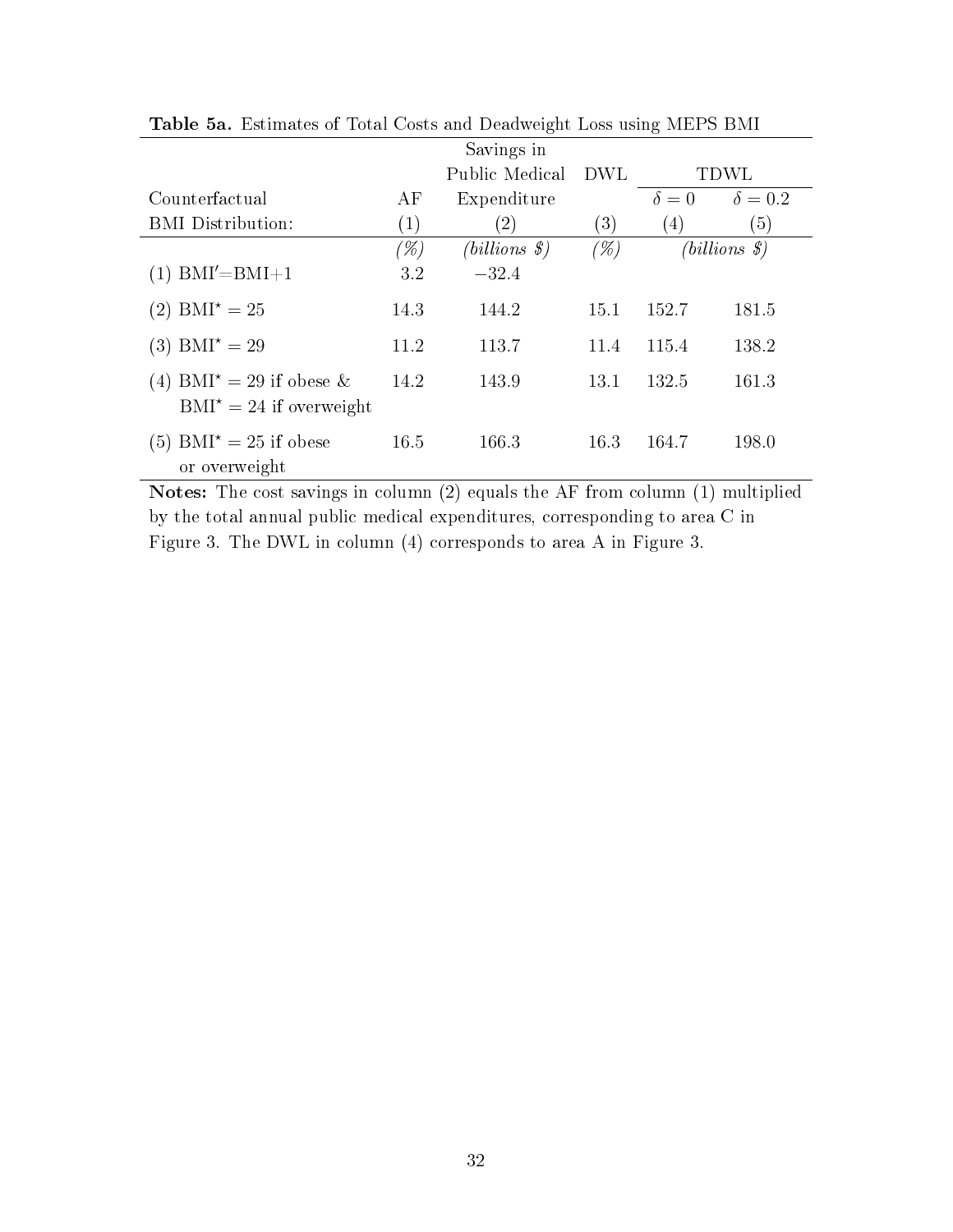**Table 5a.** Estimates of Total Costs and Deadweight Loss using MEPS BMI

| Counterfactual BMI Distribution: | AF (1) | Savings in Public Medical Expenditure (2) | DWL (3) | TDWL $\delta = 0$ (4) | TDWL $\delta = 0.2$ (5) |
|---|---|---|---|---|---|
| | *(%)* | *(billions $)* | *(%)* | *(billions $)* | |
| (1) $BMI' = BMI + 1$ | 3.2 | −32.4 | | | |
| (2) $BMI^{\star} = 25$ | 14.3 | 144.2 | 15.1 | 152.7 | 181.5 |
| (3) $BMI^{\star} = 29$ | 11.2 | 113.7 | 11.4 | 115.4 | 138.2 |
| (4) $BMI^{\star} = 29$ if obese & $BMI^{\star} = 24$ if overweight | 14.2 | 143.9 | 13.1 | 132.5 | 161.3 |
| (5) $BMI^{\star} = 25$ if obese or overweight | 16.5 | 166.3 | 16.3 | 164.7 | 198.0 |

**Notes:** The cost savings in column (2) equals the AF from column (1) multiplied by the total annual public medical expenditures, corresponding to area C in Figure 3. The DWL in column (4) corresponds to area A in Figure 3.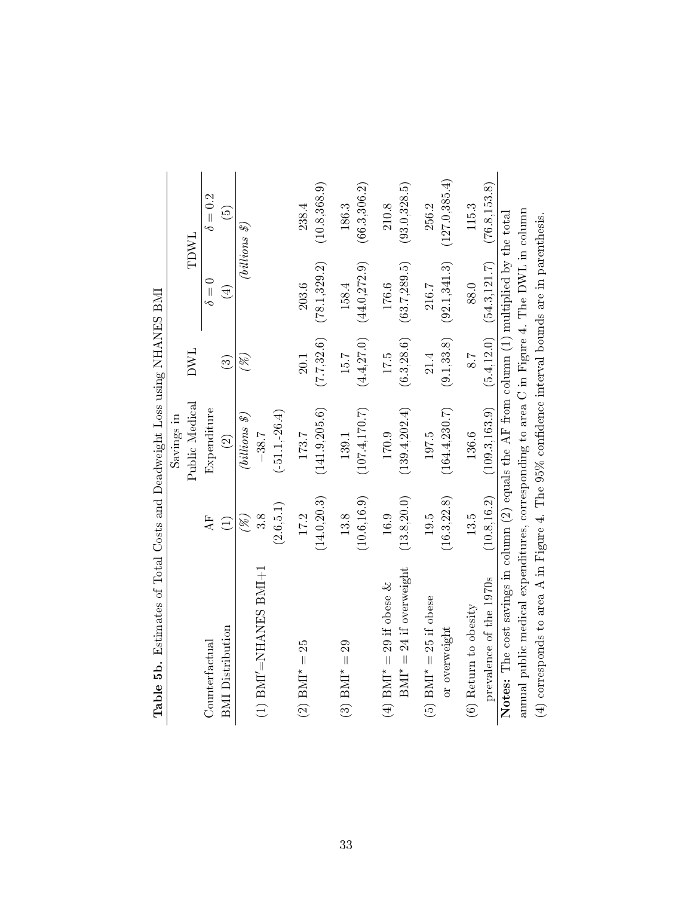**Table 5b.** Estimates of Total Costs and Deadweight Loss using NHANES BMI

| Counterfactual BMI Distribution | AF (1) | Savings in Public Medical Expenditure (2) | DWL (3) | TDWL $\delta = 0$ (4) | TDWL $\delta = 0.2$ (5) |
|---|---|---|---|---|---|
| | (%) | (billions $) | (%) | (billions $) | |
| (1) BMI′=NHANES BMI+1 | 3.8 | −38.7 | | | |
| | (2.6,5.1) | (-51.1,-26.4) | | | |
| (2) $\text{BMI}^* = 25$ | 17.2 | 173.7 | 20.1 | 203.6 | 238.4 |
| | (14.0,20.3) | (141.9,205.6) | (7.7,32.6) | (78.1,329.2) | (10.8,368.9) |
| (3) $\text{BMI}^* = 29$ | 13.8 | 139.1 | 15.7 | 158.4 | 186.3 |
| | (10.6,16.9) | (107.4,170.7) | (4.4,27.0) | (44.0,272.9) | (66.3,306.2) |
| (4) $\text{BMI}^* = 29$ if obese & $\text{BMI}^* = 24$ if overweight | 16.9 | 170.9 | 17.5 | 176.6 | 210.8 |
| | (13.8,20.0) | (139.4,202.4) | (6.3,28.6) | (63.7,289.5) | (93.0,328.5) |
| (5) $\text{BMI}^* = 25$ if obese or overweight | 19.5 | 197.5 | 21.4 | 216.7 | 256.2 |
| | (16.3,22.8) | (164.4,230.7) | (9.1,33.8) | (92.1,341.3) | (127.0,385.4) |
| (6) Return to obesity prevalence of the 1970s | 13.5 | 136.6 | 8.7 | 88.0 | 115.3 |
| | (10.8,16.2) | (109.3,163.9) | (5.4,12.0) | (54.3,121.7) | (76.8,153.8) |

**Notes:** The cost savings in column (2) equals the AF from column (1) multiplied by the total annual public medical expenditures, corresponding to area C in Figure 4. The DWL in column (4) corresponds to area A in Figure 4. The 95% confidence interval bounds are in parenthesis.